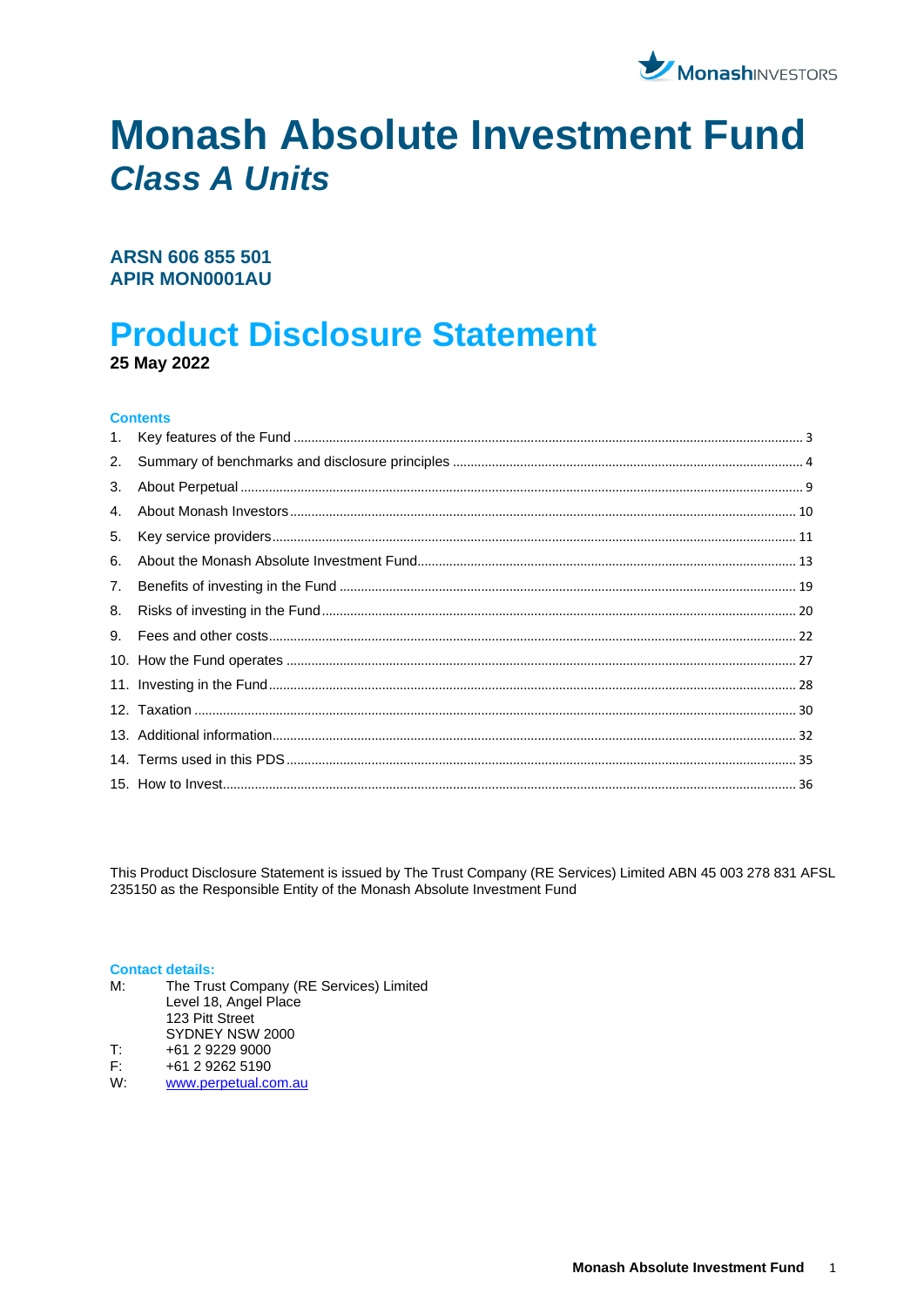MonashINVESTORS

# Monash Absolute Investment Fund
## *Class A Units*

**ARSN 606 855 501**
**APIR MON0001AU**

# Product Disclosure Statement

**25 May 2022**

**Contents**

1. Key features of the Fund ... 3
2. Summary of benchmarks and disclosure principles ... 4
3. About Perpetual ... 9
4. About Monash Investors ... 10
5. Key service providers ... 11
6. About the Monash Absolute Investment Fund ... 13
7. Benefits of investing in the Fund ... 19
8. Risks of investing in the Fund ... 20
9. Fees and other costs ... 22
10. How the Fund operates ... 27
11. Investing in the Fund ... 28
12. Taxation ... 30
13. Additional information ... 32
14. Terms used in this PDS ... 35
15. How to Invest ... 36

This Product Disclosure Statement is issued by The Trust Company (RE Services) Limited ABN 45 003 278 831 AFSL 235150 as the Responsible Entity of the Monash Absolute Investment Fund

**Contact details:**

M: The Trust Company (RE Services) Limited
Level 18, Angel Place
123 Pitt Street
SYDNEY NSW 2000
T: +61 2 9229 9000
F: +61 2 9262 5190
W: www.perpetual.com.au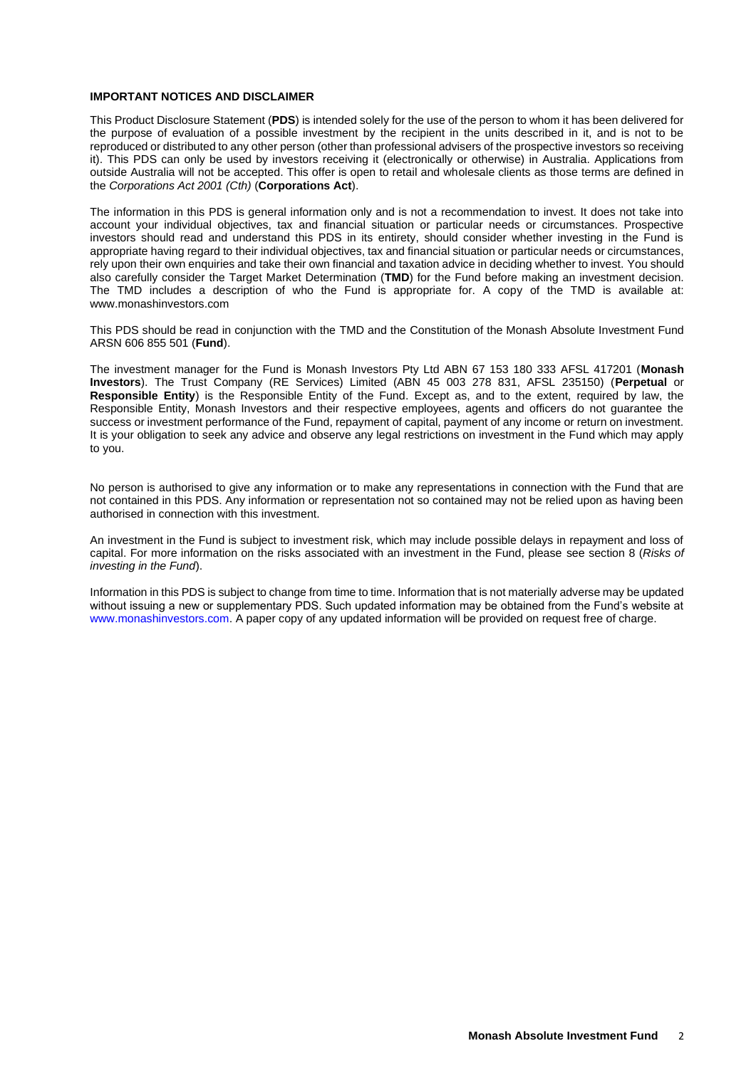**IMPORTANT NOTICES AND DISCLAIMER**

This Product Disclosure Statement (**PDS**) is intended solely for the use of the person to whom it has been delivered for the purpose of evaluation of a possible investment by the recipient in the units described in it, and is not to be reproduced or distributed to any other person (other than professional advisers of the prospective investors so receiving it). This PDS can only be used by investors receiving it (electronically or otherwise) in Australia. Applications from outside Australia will not be accepted. This offer is open to retail and wholesale clients as those terms are defined in the *Corporations Act 2001 (Cth)* (**Corporations Act**).

The information in this PDS is general information only and is not a recommendation to invest. It does not take into account your individual objectives, tax and financial situation or particular needs or circumstances. Prospective investors should read and understand this PDS in its entirety, should consider whether investing in the Fund is appropriate having regard to their individual objectives, tax and financial situation or particular needs or circumstances, rely upon their own enquiries and take their own financial and taxation advice in deciding whether to invest. You should also carefully consider the Target Market Determination (**TMD**) for the Fund before making an investment decision. The TMD includes a description of who the Fund is appropriate for. A copy of the TMD is available at: www.monashinvestors.com

This PDS should be read in conjunction with the TMD and the Constitution of the Monash Absolute Investment Fund ARSN 606 855 501 (**Fund**).

The investment manager for the Fund is Monash Investors Pty Ltd ABN 67 153 180 333 AFSL 417201 (**Monash Investors**). The Trust Company (RE Services) Limited (ABN 45 003 278 831, AFSL 235150) (**Perpetual** or **Responsible Entity**) is the Responsible Entity of the Fund. Except as, and to the extent, required by law, the Responsible Entity, Monash Investors and their respective employees, agents and officers do not guarantee the success or investment performance of the Fund, repayment of capital, payment of any income or return on investment. It is your obligation to seek any advice and observe any legal restrictions on investment in the Fund which may apply to you.

No person is authorised to give any information or to make any representations in connection with the Fund that are not contained in this PDS. Any information or representation not so contained may not be relied upon as having been authorised in connection with this investment.

An investment in the Fund is subject to investment risk, which may include possible delays in repayment and loss of capital. For more information on the risks associated with an investment in the Fund, please see section 8 (*Risks of investing in the Fund*).

Information in this PDS is subject to change from time to time. Information that is not materially adverse may be updated without issuing a new or supplementary PDS. Such updated information may be obtained from the Fund's website at www.monashinvestors.com. A paper copy of any updated information will be provided on request free of charge.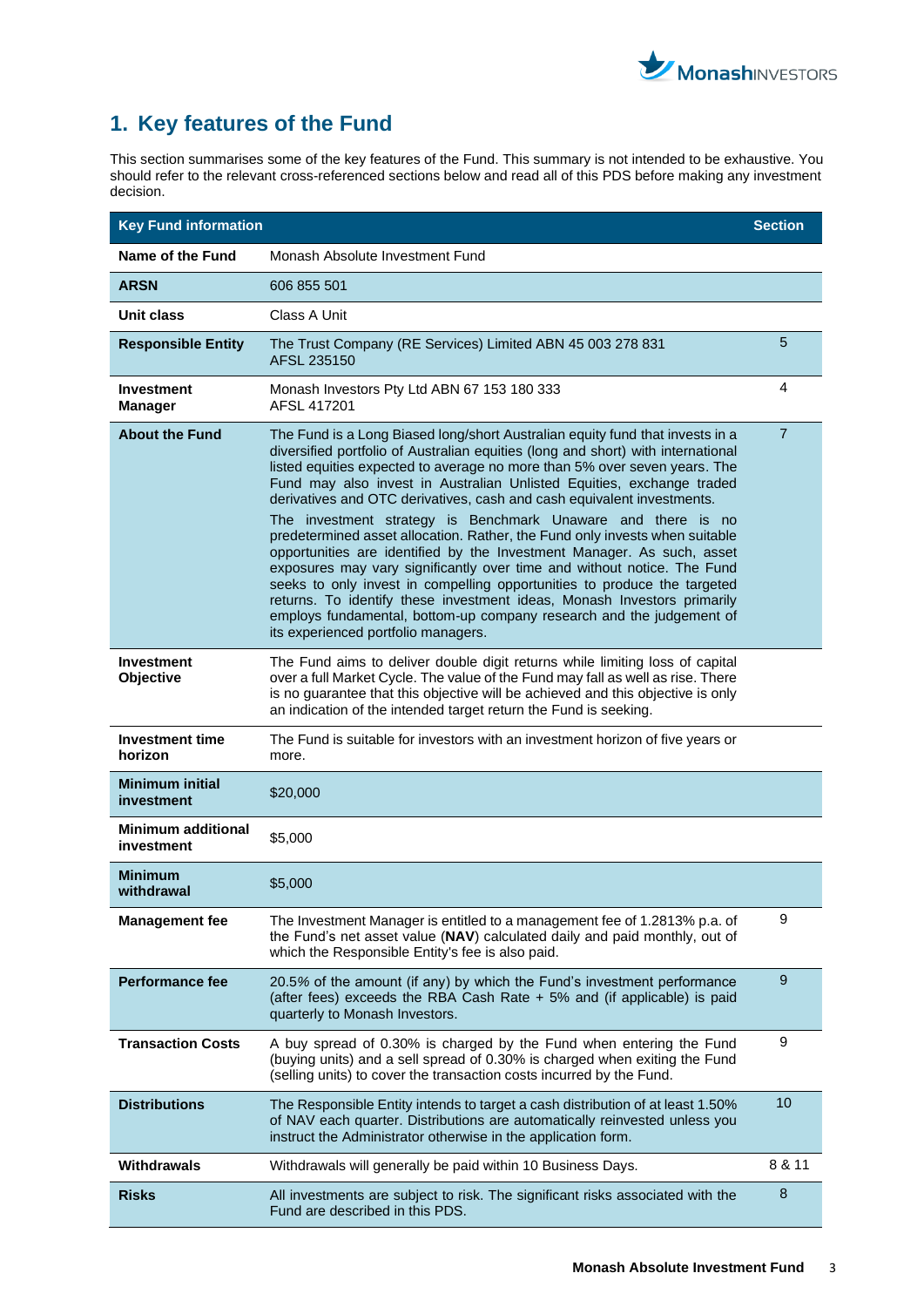# 1. Key features of the Fund

This section summarises some of the key features of the Fund. This summary is not intended to be exhaustive. You should refer to the relevant cross-referenced sections below and read all of this PDS before making any investment decision.

| Key Fund information | | Section |
|---|---|---|
| **Name of the Fund** | Monash Absolute Investment Fund | |
| **ARSN** | 606 855 501 | |
| **Unit class** | Class A Unit | |
| **Responsible Entity** | The Trust Company (RE Services) Limited ABN 45 003 278 831 AFSL 235150 | 5 |
| **Investment Manager** | Monash Investors Pty Ltd ABN 67 153 180 333 AFSL 417201 | 4 |
| **About the Fund** | The Fund is a Long Biased long/short Australian equity fund that invests in a diversified portfolio of Australian equities (long and short) with international listed equities expected to average no more than 5% over seven years. The Fund may also invest in Australian Unlisted Equities, exchange traded derivatives and OTC derivatives, cash and cash equivalent investments.<br><br>The investment strategy is Benchmark Unaware and there is no predetermined asset allocation. Rather, the Fund only invests when suitable opportunities are identified by the Investment Manager. As such, asset exposures may vary significantly over time and without notice. The Fund seeks to only invest in compelling opportunities to produce the targeted returns. To identify these investment ideas, Monash Investors primarily employs fundamental, bottom-up company research and the judgement of its experienced portfolio managers. | 7 |
| **Investment Objective** | The Fund aims to deliver double digit returns while limiting loss of capital over a full Market Cycle. The value of the Fund may fall as well as rise. There is no guarantee that this objective will be achieved and this objective is only an indication of the intended target return the Fund is seeking. | |
| **Investment time horizon** | The Fund is suitable for investors with an investment horizon of five years or more. | |
| **Minimum initial investment** | $20,000 | |
| **Minimum additional investment** | $5,000 | |
| **Minimum withdrawal** | $5,000 | |
| **Management fee** | The Investment Manager is entitled to a management fee of 1.2813% p.a. of the Fund's net asset value (**NAV**) calculated daily and paid monthly, out of which the Responsible Entity's fee is also paid. | 9 |
| **Performance fee** | 20.5% of the amount (if any) by which the Fund's investment performance (after fees) exceeds the RBA Cash Rate + 5% and (if applicable) is paid quarterly to Monash Investors. | 9 |
| **Transaction Costs** | A buy spread of 0.30% is charged by the Fund when entering the Fund (buying units) and a sell spread of 0.30% is charged when exiting the Fund (selling units) to cover the transaction costs incurred by the Fund. | 9 |
| **Distributions** | The Responsible Entity intends to target a cash distribution of at least 1.50% of NAV each quarter. Distributions are automatically reinvested unless you instruct the Administrator otherwise in the application form. | 10 |
| **Withdrawals** | Withdrawals will generally be paid within 10 Business Days. | 8 & 11 |
| **Risks** | All investments are subject to risk. The significant risks associated with the Fund are described in this PDS. | 8 |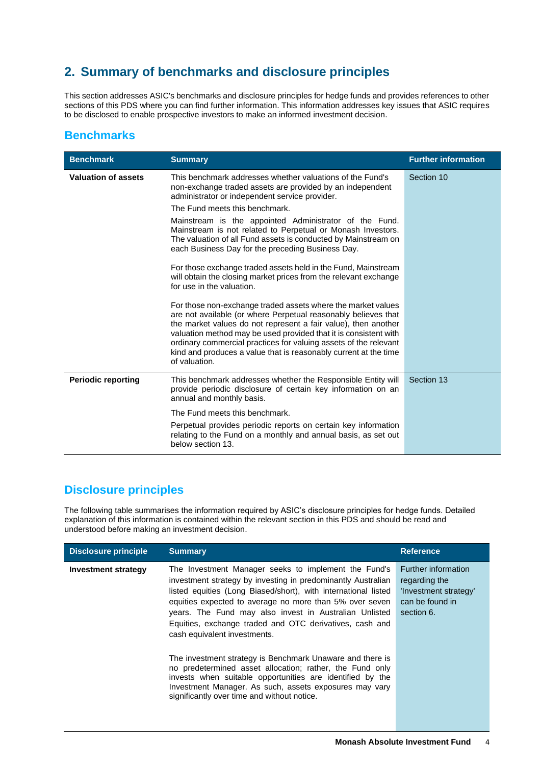## 2. Summary of benchmarks and disclosure principles

This section addresses ASIC's benchmarks and disclosure principles for hedge funds and provides references to other sections of this PDS where you can find further information. This information addresses key issues that ASIC requires to be disclosed to enable prospective investors to make an informed investment decision.

### Benchmarks

| Benchmark | Summary | Further information |
|---|---|---|
| **Valuation of assets** | This benchmark addresses whether valuations of the Fund's non-exchange traded assets are provided by an independent administrator or independent service provider.<br><br>The Fund meets this benchmark.<br><br>Mainstream is the appointed Administrator of the Fund. Mainstream is not related to Perpetual or Monash Investors. The valuation of all Fund assets is conducted by Mainstream on each Business Day for the preceding Business Day.<br><br>For those exchange traded assets held in the Fund, Mainstream will obtain the closing market prices from the relevant exchange for use in the valuation.<br><br>For those non-exchange traded assets where the market values are not available (or where Perpetual reasonably believes that the market values do not represent a fair value), then another valuation method may be used provided that it is consistent with ordinary commercial practices for valuing assets of the relevant kind and produces a value that is reasonably current at the time of valuation. | Section 10 |
| **Periodic reporting** | This benchmark addresses whether the Responsible Entity will provide periodic disclosure of certain key information on an annual and monthly basis.<br><br>The Fund meets this benchmark.<br><br>Perpetual provides periodic reports on certain key information relating to the Fund on a monthly and annual basis, as set out below section 13. | Section 13 |

### Disclosure principles

The following table summarises the information required by ASIC's disclosure principles for hedge funds. Detailed explanation of this information is contained within the relevant section in this PDS and should be read and understood before making an investment decision.

| Disclosure principle | Summary | Reference |
|---|---|---|
| **Investment strategy** | The Investment Manager seeks to implement the Fund's investment strategy by investing in predominantly Australian listed equities (Long Biased/short), with international listed equities expected to average no more than 5% over seven years. The Fund may also invest in Australian Unlisted Equities, exchange traded and OTC derivatives, cash and cash equivalent investments.<br><br>The investment strategy is Benchmark Unaware and there is no predetermined asset allocation; rather, the Fund only invests when suitable opportunities are identified by the Investment Manager. As such, assets exposures may vary significantly over time and without notice. | Further information regarding the 'Investment strategy' can be found in section 6. |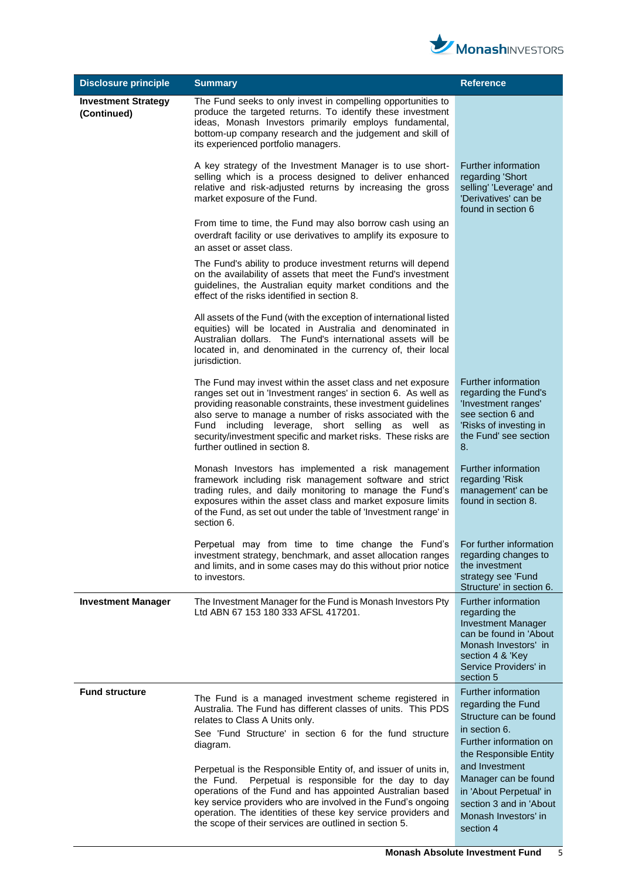| Disclosure principle | Summary | Reference |
|---|---|---|
| **Investment Strategy (Continued)** | The Fund seeks to only invest in compelling opportunities to produce the targeted returns. To identify these investment ideas, Monash Investors primarily employs fundamental, bottom-up company research and the judgement and skill of its experienced portfolio managers. | |
| | A key strategy of the Investment Manager is to use short-selling which is a process designed to deliver enhanced relative and risk-adjusted returns by increasing the gross market exposure of the Fund. | Further information regarding 'Short selling' 'Leverage' and 'Derivatives' can be found in section 6 |
| | From time to time, the Fund may also borrow cash using an overdraft facility or use derivatives to amplify its exposure to an asset or asset class. | |
| | The Fund's ability to produce investment returns will depend on the availability of assets that meet the Fund's investment guidelines, the Australian equity market conditions and the effect of the risks identified in section 8. | |
| | All assets of the Fund (with the exception of international listed equities) will be located in Australia and denominated in Australian dollars. The Fund's international assets will be located in, and denominated in the currency of, their local jurisdiction. | |
| | The Fund may invest within the asset class and net exposure ranges set out in 'Investment ranges' in section 6. As well as providing reasonable constraints, these investment guidelines also serve to manage a number of risks associated with the Fund including leverage, short selling as well as security/investment specific and market risks. These risks are further outlined in section 8. | Further information regarding the Fund's 'Investment ranges' see section 6 and 'Risks of investing in the Fund' see section 8. |
| | Monash Investors has implemented a risk management framework including risk management software and strict trading rules, and daily monitoring to manage the Fund's exposures within the asset class and market exposure limits of the Fund, as set out under the table of 'Investment range' in section 6. | Further information regarding 'Risk management' can be found in section 8. |
| | Perpetual may from time to time change the Fund's investment strategy, benchmark, and asset allocation ranges and limits, and in some cases may do this without prior notice to investors. | For further information regarding changes to the investment strategy see 'Fund Structure' in section 6. |
| **Investment Manager** | The Investment Manager for the Fund is Monash Investors Pty Ltd ABN 67 153 180 333 AFSL 417201. | Further information regarding the Investment Manager can be found in 'About Monash Investors' in section 4 & 'Key Service Providers' in section 5 |
| **Fund structure** | The Fund is a managed investment scheme registered in Australia. The Fund has different classes of units. This PDS relates to Class A Units only.<br><br>See 'Fund Structure' in section 6 for the fund structure diagram.<br><br>Perpetual is the Responsible Entity of, and issuer of units in, the Fund. Perpetual is responsible for the day to day operations of the Fund and has appointed Australian based key service providers who are involved in the Fund's ongoing operation. The identities of these key service providers and the scope of their services are outlined in section 5. | Further information regarding the Fund Structure can be found in section 6.<br><br>Further information on the Responsible Entity and Investment Manager can be found in 'About Perpetual' in section 3 and in 'About Monash Investors' in section 4 |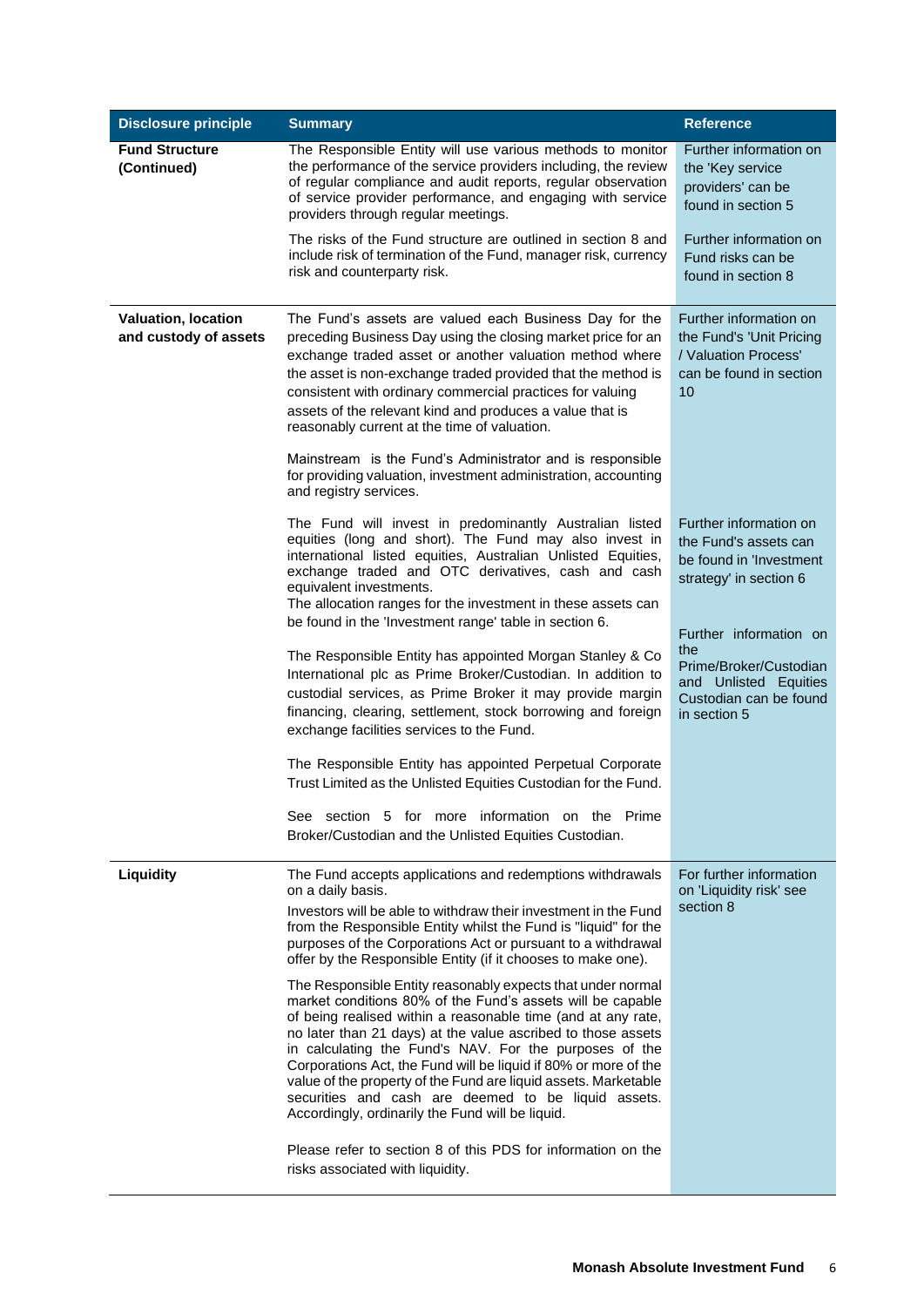| Disclosure principle | Summary | Reference |
|---|---|---|
| **Fund Structure (Continued)** | The Responsible Entity will use various methods to monitor the performance of the service providers including, the review of regular compliance and audit reports, regular observation of service provider performance, and engaging with service providers through regular meetings. | Further information on the 'Key service providers' can be found in section 5 |
| | The risks of the Fund structure are outlined in section 8 and include risk of termination of the Fund, manager risk, currency risk and counterparty risk. | Further information on Fund risks can be found in section 8 |
| **Valuation, location and custody of assets** | The Fund's assets are valued each Business Day for the preceding Business Day using the closing market price for an exchange traded asset or another valuation method where the asset is non-exchange traded provided that the method is consistent with ordinary commercial practices for valuing assets of the relevant kind and produces a value that is reasonably current at the time of valuation. | Further information on the Fund's 'Unit Pricing / Valuation Process' can be found in section 10 |
| | Mainstream is the Fund's Administrator and is responsible for providing valuation, investment administration, accounting and registry services. | |
| | The Fund will invest in predominantly Australian listed equities (long and short). The Fund may also invest in international listed equities, Australian Unlisted Equities, exchange traded and OTC derivatives, cash and cash equivalent investments.<br>The allocation ranges for the investment in these assets can be found in the 'Investment range' table in section 6. | Further information on the Fund's assets can be found in 'Investment strategy' in section 6 |
| | The Responsible Entity has appointed Morgan Stanley & Co International plc as Prime Broker/Custodian. In addition to custodial services, as Prime Broker it may provide margin financing, clearing, settlement, stock borrowing and foreign exchange facilities services to the Fund. | Further information on the Prime/Broker/Custodian and Unlisted Equities Custodian can be found in section 5 |
| | The Responsible Entity has appointed Perpetual Corporate Trust Limited as the Unlisted Equities Custodian for the Fund. | |
| | See section 5 for more information on the Prime Broker/Custodian and the Unlisted Equities Custodian. | |
| **Liquidity** | The Fund accepts applications and redemptions withdrawals on a daily basis.<br>Investors will be able to withdraw their investment in the Fund from the Responsible Entity whilst the Fund is "liquid" for the purposes of the Corporations Act or pursuant to a withdrawal offer by the Responsible Entity (if it chooses to make one). | For further information on 'Liquidity risk' see section 8 |
| | The Responsible Entity reasonably expects that under normal market conditions 80% of the Fund's assets will be capable of being realised within a reasonable time (and at any rate, no later than 21 days) at the value ascribed to those assets in calculating the Fund's NAV. For the purposes of the Corporations Act, the Fund will be liquid if 80% or more of the value of the property of the Fund are liquid assets. Marketable securities and cash are deemed to be liquid assets. Accordingly, ordinarily the Fund will be liquid. | |
| | Please refer to section 8 of this PDS for information on the risks associated with liquidity. | |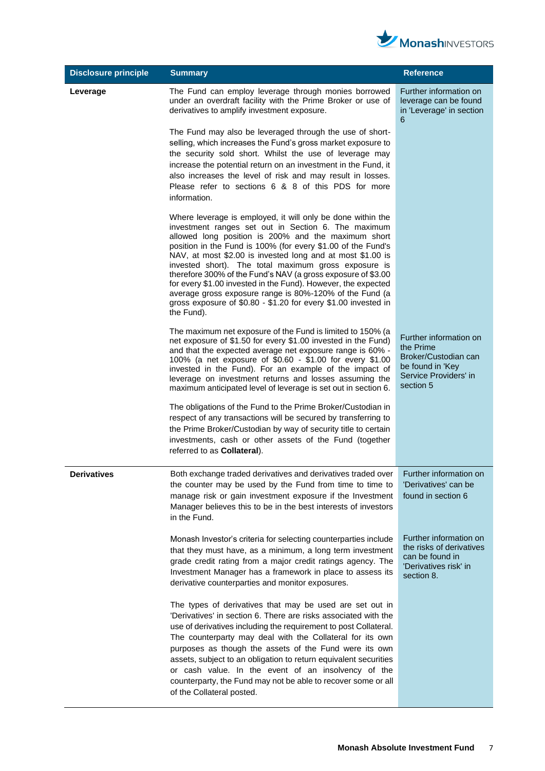| Disclosure principle | Summary | Reference |
|---|---|---|
| **Leverage** | The Fund can employ leverage through monies borrowed under an overdraft facility with the Prime Broker or use of derivatives to amplify investment exposure.<br><br>The Fund may also be leveraged through the use of short-selling, which increases the Fund's gross market exposure to the security sold short. Whilst the use of leverage may increase the potential return on an investment in the Fund, it also increases the level of risk and may result in losses. Please refer to sections 6 & 8 of this PDS for more information.<br><br>Where leverage is employed, it will only be done within the investment ranges set out in Section 6. The maximum allowed long position is 200% and the maximum short position in the Fund is 100% (for every $1.00 of the Fund's NAV, at most $2.00 is invested long and at most $1.00 is invested short). The total maximum gross exposure is therefore 300% of the Fund's NAV (a gross exposure of $3.00 for every $1.00 invested in the Fund). However, the expected average gross exposure range is 80%-120% of the Fund (a gross exposure of $0.80 - $1.20 for every $1.00 invested in the Fund).<br><br>The maximum net exposure of the Fund is limited to 150% (a net exposure of $1.50 for every $1.00 invested in the Fund) and that the expected average net exposure range is 60% - 100% (a net exposure of $0.60 - $1.00 for every $1.00 invested in the Fund). For an example of the impact of leverage on investment returns and losses assuming the maximum anticipated level of leverage is set out in section 6.<br><br>The obligations of the Fund to the Prime Broker/Custodian in respect of any transactions will be secured by transferring to the Prime Broker/Custodian by way of security title to certain investments, cash or other assets of the Fund (together referred to as **Collateral**). | Further information on leverage can be found in 'Leverage' in section 6<br><br>Further information on the Prime Broker/Custodian can be found in 'Key Service Providers' in section 5 |
| **Derivatives** | Both exchange traded derivatives and derivatives traded over the counter may be used by the Fund from time to time to manage risk or gain investment exposure if the Investment Manager believes this to be in the best interests of investors in the Fund.<br><br>Monash Investor's criteria for selecting counterparties include that they must have, as a minimum, a long term investment grade credit rating from a major credit ratings agency. The Investment Manager has a framework in place to assess its derivative counterparties and monitor exposures.<br><br>The types of derivatives that may be used are set out in 'Derivatives' in section 6. There are risks associated with the use of derivatives including the requirement to post Collateral. The counterparty may deal with the Collateral for its own purposes as though the assets of the Fund were its own assets, subject to an obligation to return equivalent securities or cash value. In the event of an insolvency of the counterparty, the Fund may not be able to recover some or all of the Collateral posted. | Further information on 'Derivatives' can be found in section 6<br><br>Further information on the risks of derivatives can be found in 'Derivatives risk' in section 8. |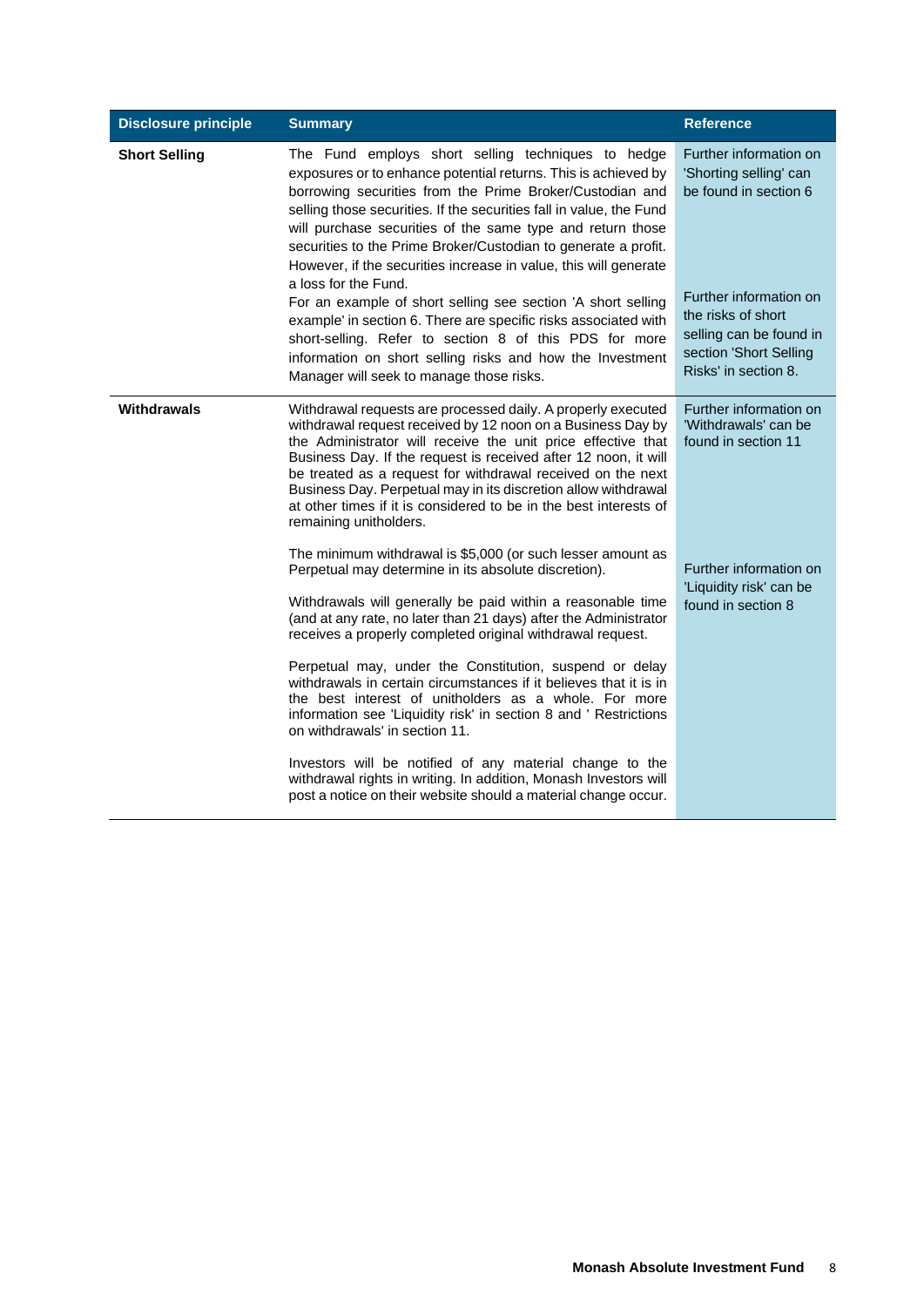| Disclosure principle | Summary | Reference |
| --- | --- | --- |
| **Short Selling** | The Fund employs short selling techniques to hedge exposures or to enhance potential returns. This is achieved by borrowing securities from the Prime Broker/Custodian and selling those securities. If the securities fall in value, the Fund will purchase securities of the same type and return those securities to the Prime Broker/Custodian to generate a profit. However, if the securities increase in value, this will generate a loss for the Fund.<br>For an example of short selling see section 'A short selling example' in section 6. There are specific risks associated with short-selling. Refer to section 8 of this PDS for more information on short selling risks and how the Investment Manager will seek to manage those risks. | Further information on 'Shorting selling' can be found in section 6<br><br>Further information on the risks of short selling can be found in section 'Short Selling Risks' in section 8. |
| **Withdrawals** | Withdrawal requests are processed daily. A properly executed withdrawal request received by 12 noon on a Business Day by the Administrator will receive the unit price effective that Business Day. If the request is received after 12 noon, it will be treated as a request for withdrawal received on the next Business Day. Perpetual may in its discretion allow withdrawal at other times if it is considered to be in the best interests of remaining unitholders.<br><br>The minimum withdrawal is $5,000 (or such lesser amount as Perpetual may determine in its absolute discretion).<br><br>Withdrawals will generally be paid within a reasonable time (and at any rate, no later than 21 days) after the Administrator receives a properly completed original withdrawal request.<br><br>Perpetual may, under the Constitution, suspend or delay withdrawals in certain circumstances if it believes that it is in the best interest of unitholders as a whole. For more information see 'Liquidity risk' in section 8 and ' Restrictions on withdrawals' in section 11.<br><br>Investors will be notified of any material change to the withdrawal rights in writing. In addition, Monash Investors will post a notice on their website should a material change occur. | Further information on 'Withdrawals' can be found in section 11<br><br>Further information on 'Liquidity risk' can be found in section 8 |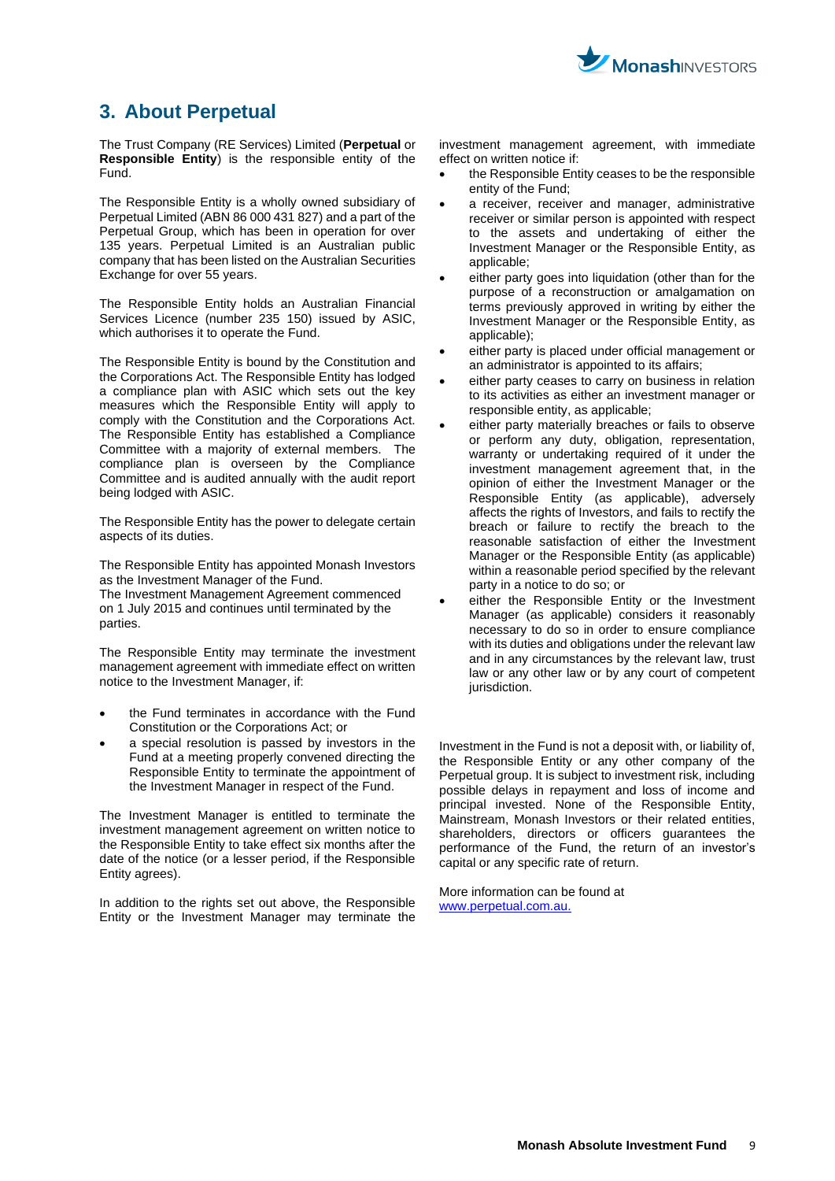## 3. About Perpetual

The Trust Company (RE Services) Limited (**Perpetual** or **Responsible Entity**) is the responsible entity of the Fund.

The Responsible Entity is a wholly owned subsidiary of Perpetual Limited (ABN 86 000 431 827) and a part of the Perpetual Group, which has been in operation for over 135 years. Perpetual Limited is an Australian public company that has been listed on the Australian Securities Exchange for over 55 years.

The Responsible Entity holds an Australian Financial Services Licence (number 235 150) issued by ASIC, which authorises it to operate the Fund.

The Responsible Entity is bound by the Constitution and the Corporations Act. The Responsible Entity has lodged a compliance plan with ASIC which sets out the key measures which the Responsible Entity will apply to comply with the Constitution and the Corporations Act. The Responsible Entity has established a Compliance Committee with a majority of external members. The compliance plan is overseen by the Compliance Committee and is audited annually with the audit report being lodged with ASIC.

The Responsible Entity has the power to delegate certain aspects of its duties.

The Responsible Entity has appointed Monash Investors as the Investment Manager of the Fund.
The Investment Management Agreement commenced on 1 July 2015 and continues until terminated by the parties.

The Responsible Entity may terminate the investment management agreement with immediate effect on written notice to the Investment Manager, if:

- the Fund terminates in accordance with the Fund Constitution or the Corporations Act; or
- a special resolution is passed by investors in the Fund at a meeting properly convened directing the Responsible Entity to terminate the appointment of the Investment Manager in respect of the Fund.

The Investment Manager is entitled to terminate the investment management agreement on written notice to the Responsible Entity to take effect six months after the date of the notice (or a lesser period, if the Responsible Entity agrees).

In addition to the rights set out above, the Responsible Entity or the Investment Manager may terminate the investment management agreement, with immediate effect on written notice if:

- the Responsible Entity ceases to be the responsible entity of the Fund;
- a receiver, receiver and manager, administrative receiver or similar person is appointed with respect to the assets and undertaking of either the Investment Manager or the Responsible Entity, as applicable;
- either party goes into liquidation (other than for the purpose of a reconstruction or amalgamation on terms previously approved in writing by either the Investment Manager or the Responsible Entity, as applicable);
- either party is placed under official management or an administrator is appointed to its affairs;
- either party ceases to carry on business in relation to its activities as either an investment manager or responsible entity, as applicable;
- either party materially breaches or fails to observe or perform any duty, obligation, representation, warranty or undertaking required of it under the investment management agreement that, in the opinion of either the Investment Manager or the Responsible Entity (as applicable), adversely affects the rights of Investors, and fails to rectify the breach or failure to rectify the breach to the reasonable satisfaction of either the Investment Manager or the Responsible Entity (as applicable) within a reasonable period specified by the relevant party in a notice to do so; or
- either the Responsible Entity or the Investment Manager (as applicable) considers it reasonably necessary to do so in order to ensure compliance with its duties and obligations under the relevant law and in any circumstances by the relevant law, trust law or any other law or by any court of competent jurisdiction.

Investment in the Fund is not a deposit with, or liability of, the Responsible Entity or any other company of the Perpetual group. It is subject to investment risk, including possible delays in repayment and loss of income and principal invested. None of the Responsible Entity, Mainstream, Monash Investors or their related entities, shareholders, directors or officers guarantees the performance of the Fund, the return of an investor's capital or any specific rate of return.

More information can be found at
www.perpetual.com.au.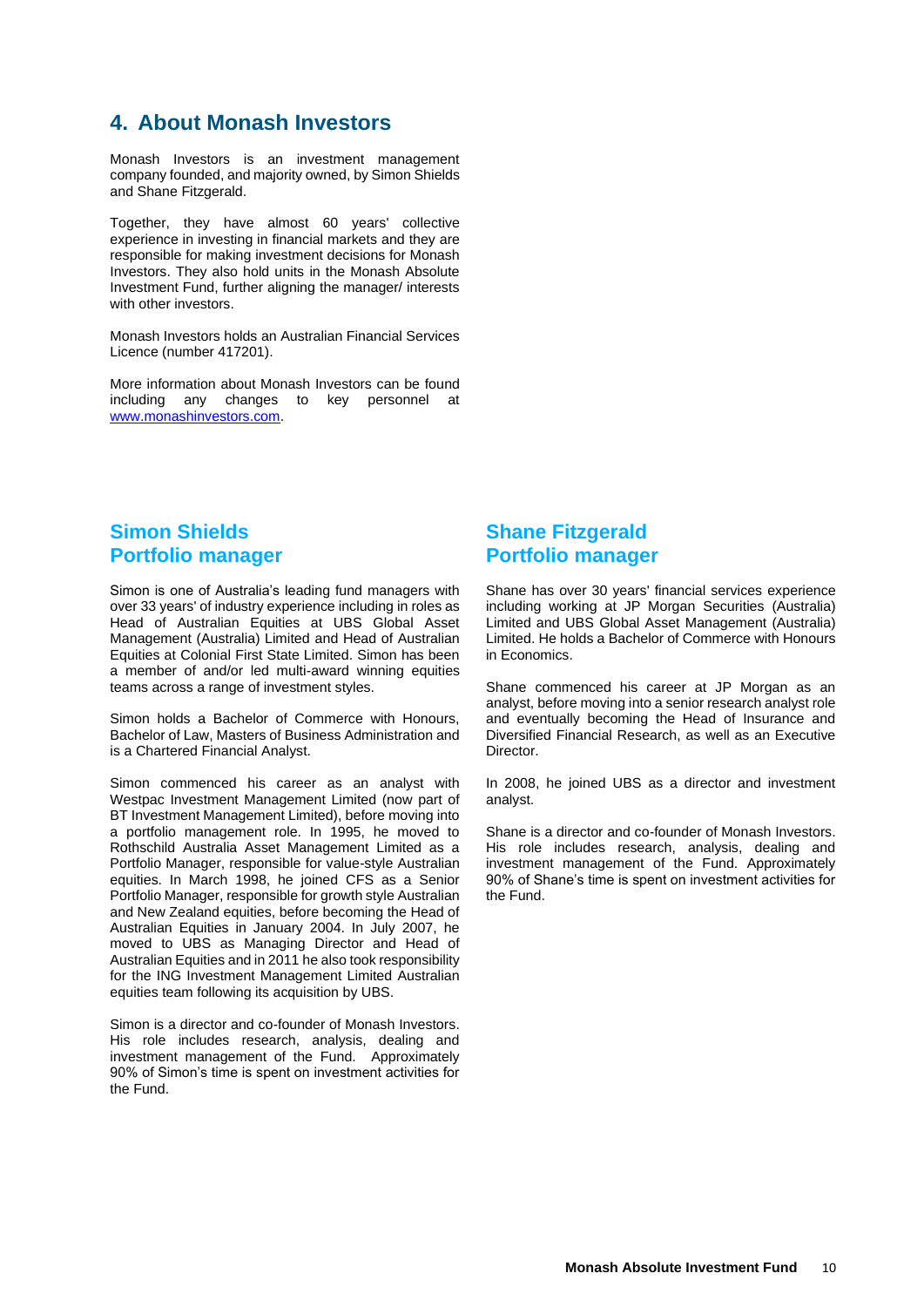## 4. About Monash Investors

Monash Investors is an investment management company founded, and majority owned, by Simon Shields and Shane Fitzgerald.

Together, they have almost 60 years' collective experience in investing in financial markets and they are responsible for making investment decisions for Monash Investors. They also hold units in the Monash Absolute Investment Fund, further aligning the manager/ interests with other investors.

Monash Investors holds an Australian Financial Services Licence (number 417201).

More information about Monash Investors can be found including any changes to key personnel at www.monashinvestors.com.

### Simon Shields
### Portfolio manager

Simon is one of Australia's leading fund managers with over 33 years' of industry experience including in roles as Head of Australian Equities at UBS Global Asset Management (Australia) Limited and Head of Australian Equities at Colonial First State Limited. Simon has been a member of and/or led multi-award winning equities teams across a range of investment styles.

Simon holds a Bachelor of Commerce with Honours, Bachelor of Law, Masters of Business Administration and is a Chartered Financial Analyst.

Simon commenced his career as an analyst with Westpac Investment Management Limited (now part of BT Investment Management Limited), before moving into a portfolio management role. In 1995, he moved to Rothschild Australia Asset Management Limited as a Portfolio Manager, responsible for value-style Australian equities. In March 1998, he joined CFS as a Senior Portfolio Manager, responsible for growth style Australian and New Zealand equities, before becoming the Head of Australian Equities in January 2004. In July 2007, he moved to UBS as Managing Director and Head of Australian Equities and in 2011 he also took responsibility for the ING Investment Management Limited Australian equities team following its acquisition by UBS.

Simon is a director and co-founder of Monash Investors. His role includes research, analysis, dealing and investment management of the Fund. Approximately 90% of Simon's time is spent on investment activities for the Fund.

### Shane Fitzgerald
### Portfolio manager

Shane has over 30 years' financial services experience including working at JP Morgan Securities (Australia) Limited and UBS Global Asset Management (Australia) Limited. He holds a Bachelor of Commerce with Honours in Economics.

Shane commenced his career at JP Morgan as an analyst, before moving into a senior research analyst role and eventually becoming the Head of Insurance and Diversified Financial Research, as well as an Executive Director.

In 2008, he joined UBS as a director and investment analyst.

Shane is a director and co-founder of Monash Investors. His role includes research, analysis, dealing and investment management of the Fund. Approximately 90% of Shane's time is spent on investment activities for the Fund.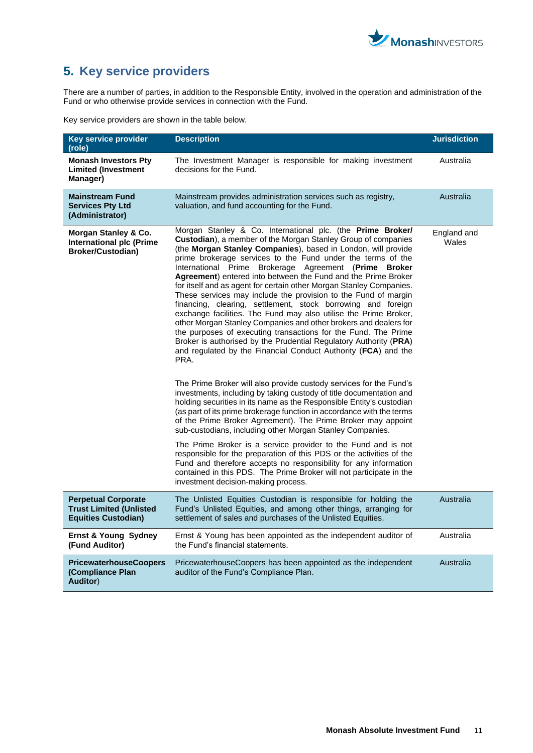## 5. Key service providers

There are a number of parties, in addition to the Responsible Entity, involved in the operation and administration of the Fund or who otherwise provide services in connection with the Fund.

Key service providers are shown in the table below.

| Key service provider (role) | Description | Jurisdiction |
|---|---|---|
| **Monash Investors Pty Limited (Investment Manager)** | The Investment Manager is responsible for making investment decisions for the Fund. | Australia |
| **Mainstream Fund Services Pty Ltd (Administrator)** | Mainstream provides administration services such as registry, valuation, and fund accounting for the Fund. | Australia |
| **Morgan Stanley & Co. International plc (Prime Broker/Custodian)** | Morgan Stanley & Co. International plc. (the **Prime Broker/ Custodian**), a member of the Morgan Stanley Group of companies (the **Morgan Stanley Companies**), based in London, will provide prime brokerage services to the Fund under the terms of the International Prime Brokerage Agreement (**Prime Broker Agreement**) entered into between the Fund and the Prime Broker for itself and as agent for certain other Morgan Stanley Companies. These services may include the provision to the Fund of margin financing, clearing, settlement, stock borrowing and foreign exchange facilities. The Fund may also utilise the Prime Broker, other Morgan Stanley Companies and other brokers and dealers for the purposes of executing transactions for the Fund. The Prime Broker is authorised by the Prudential Regulatory Authority (**PRA**) and regulated by the Financial Conduct Authority (**FCA**) and the PRA.<br><br>The Prime Broker will also provide custody services for the Fund's investments, including by taking custody of title documentation and holding securities in its name as the Responsible Entity's custodian (as part of its prime brokerage function in accordance with the terms of the Prime Broker Agreement). The Prime Broker may appoint sub-custodians, including other Morgan Stanley Companies.<br><br>The Prime Broker is a service provider to the Fund and is not responsible for the preparation of this PDS or the activities of the Fund and therefore accepts no responsibility for any information contained in this PDS. The Prime Broker will not participate in the investment decision-making process. | England and Wales |
| **Perpetual Corporate Trust Limited (Unlisted Equities Custodian)** | The Unlisted Equities Custodian is responsible for holding the Fund's Unlisted Equities, and among other things, arranging for settlement of sales and purchases of the Unlisted Equities. | Australia |
| **Ernst & Young Sydney (Fund Auditor)** | Ernst & Young has been appointed as the independent auditor of the Fund's financial statements. | Australia |
| **PricewaterhouseCoopers (Compliance Plan Auditor)** | PricewaterhouseCoopers has been appointed as the independent auditor of the Fund's Compliance Plan. | Australia |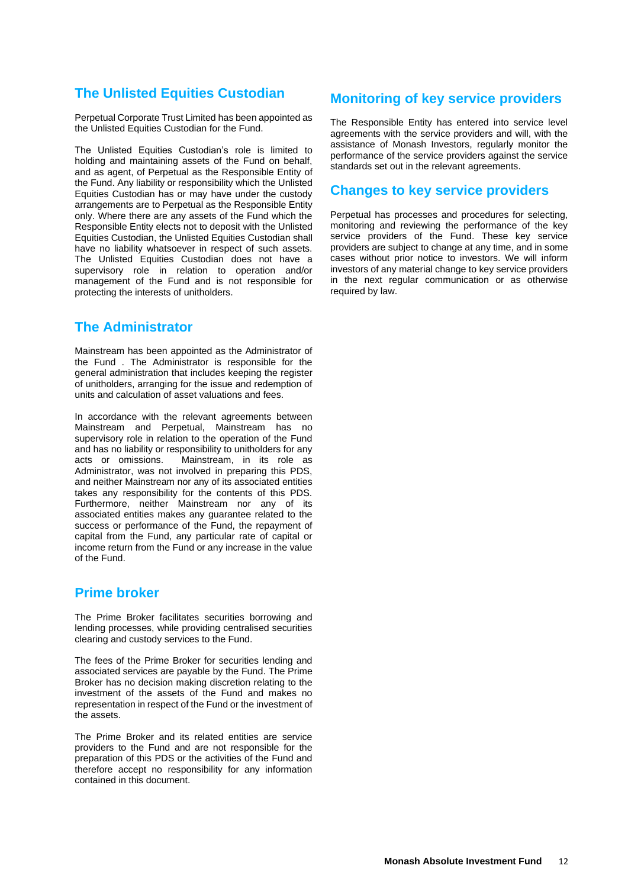## The Unlisted Equities Custodian

Perpetual Corporate Trust Limited has been appointed as the Unlisted Equities Custodian for the Fund.

The Unlisted Equities Custodian's role is limited to holding and maintaining assets of the Fund on behalf, and as agent, of Perpetual as the Responsible Entity of the Fund. Any liability or responsibility which the Unlisted Equities Custodian has or may have under the custody arrangements are to Perpetual as the Responsible Entity only. Where there are any assets of the Fund which the Responsible Entity elects not to deposit with the Unlisted Equities Custodian, the Unlisted Equities Custodian shall have no liability whatsoever in respect of such assets. The Unlisted Equities Custodian does not have a supervisory role in relation to operation and/or management of the Fund and is not responsible for protecting the interests of unitholders.

## The Administrator

Mainstream has been appointed as the Administrator of the Fund . The Administrator is responsible for the general administration that includes keeping the register of unitholders, arranging for the issue and redemption of units and calculation of asset valuations and fees.

In accordance with the relevant agreements between Mainstream and Perpetual, Mainstream has no supervisory role in relation to the operation of the Fund and has no liability or responsibility to unitholders for any acts or omissions. Mainstream, in its role as Administrator, was not involved in preparing this PDS, and neither Mainstream nor any of its associated entities takes any responsibility for the contents of this PDS. Furthermore, neither Mainstream nor any of its associated entities makes any guarantee related to the success or performance of the Fund, the repayment of capital from the Fund, any particular rate of capital or income return from the Fund or any increase in the value of the Fund.

## Prime broker

The Prime Broker facilitates securities borrowing and lending processes, while providing centralised securities clearing and custody services to the Fund.

The fees of the Prime Broker for securities lending and associated services are payable by the Fund. The Prime Broker has no decision making discretion relating to the investment of the assets of the Fund and makes no representation in respect of the Fund or the investment of the assets.

The Prime Broker and its related entities are service providers to the Fund and are not responsible for the preparation of this PDS or the activities of the Fund and therefore accept no responsibility for any information contained in this document.

## Monitoring of key service providers

The Responsible Entity has entered into service level agreements with the service providers and will, with the assistance of Monash Investors, regularly monitor the performance of the service providers against the service standards set out in the relevant agreements.

## Changes to key service providers

Perpetual has processes and procedures for selecting, monitoring and reviewing the performance of the key service providers of the Fund. These key service providers are subject to change at any time, and in some cases without prior notice to investors. We will inform investors of any material change to key service providers in the next regular communication or as otherwise required by law.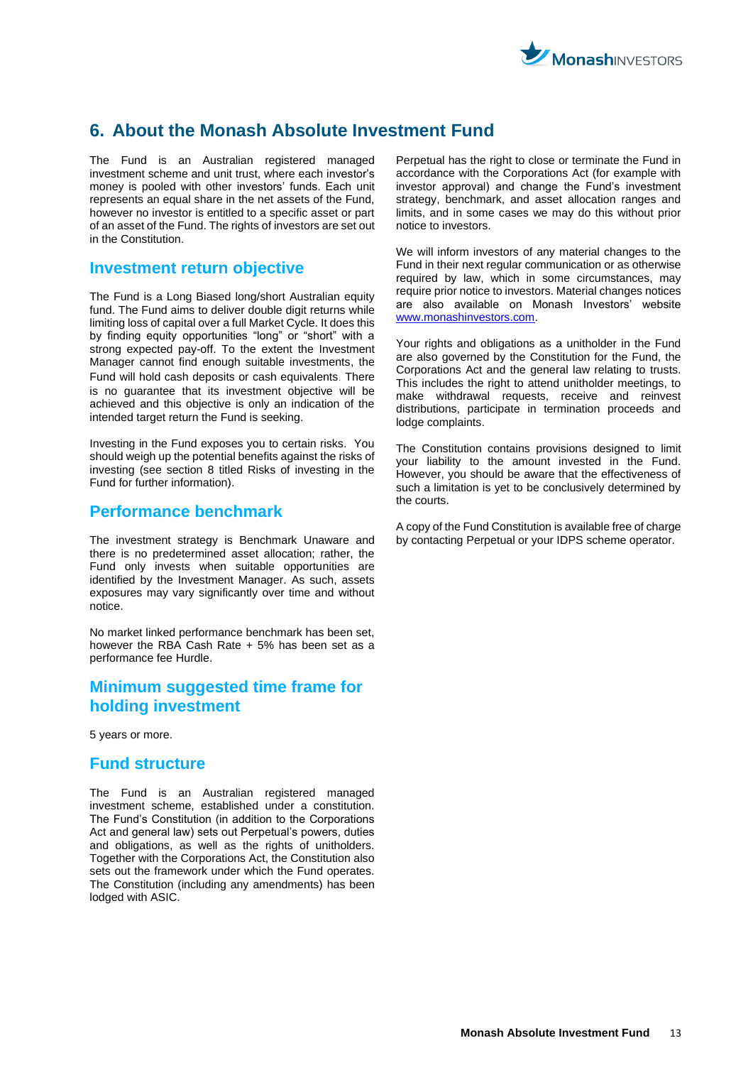# 6. About the Monash Absolute Investment Fund

The Fund is an Australian registered managed investment scheme and unit trust, where each investor's money is pooled with other investors' funds. Each unit represents an equal share in the net assets of the Fund, however no investor is entitled to a specific asset or part of an asset of the Fund. The rights of investors are set out in the Constitution.

## Investment return objective

The Fund is a Long Biased long/short Australian equity fund. The Fund aims to deliver double digit returns while limiting loss of capital over a full Market Cycle. It does this by finding equity opportunities "long" or "short" with a strong expected pay-off. To the extent the Investment Manager cannot find enough suitable investments, the Fund will hold cash deposits or cash equivalents. There is no guarantee that its investment objective will be achieved and this objective is only an indication of the intended target return the Fund is seeking.

Investing in the Fund exposes you to certain risks. You should weigh up the potential benefits against the risks of investing (see section 8 titled Risks of investing in the Fund for further information).

## Performance benchmark

The investment strategy is Benchmark Unaware and there is no predetermined asset allocation; rather, the Fund only invests when suitable opportunities are identified by the Investment Manager. As such, assets exposures may vary significantly over time and without notice.

No market linked performance benchmark has been set, however the RBA Cash Rate + 5% has been set as a performance fee Hurdle.

## Minimum suggested time frame for holding investment

5 years or more.

## Fund structure

The Fund is an Australian registered managed investment scheme, established under a constitution. The Fund's Constitution (in addition to the Corporations Act and general law) sets out Perpetual's powers, duties and obligations, as well as the rights of unitholders. Together with the Corporations Act, the Constitution also sets out the framework under which the Fund operates. The Constitution (including any amendments) has been lodged with ASIC.

Perpetual has the right to close or terminate the Fund in accordance with the Corporations Act (for example with investor approval) and change the Fund's investment strategy, benchmark, and asset allocation ranges and limits, and in some cases we may do this without prior notice to investors.

We will inform investors of any material changes to the Fund in their next regular communication or as otherwise required by law, which in some circumstances, may require prior notice to investors. Material changes notices are also available on Monash Investors' website www.monashinvestors.com.

Your rights and obligations as a unitholder in the Fund are also governed by the Constitution for the Fund, the Corporations Act and the general law relating to trusts. This includes the right to attend unitholder meetings, to make withdrawal requests, receive and reinvest distributions, participate in termination proceeds and lodge complaints.

The Constitution contains provisions designed to limit your liability to the amount invested in the Fund. However, you should be aware that the effectiveness of such a limitation is yet to be conclusively determined by the courts.

A copy of the Fund Constitution is available free of charge by contacting Perpetual or your IDPS scheme operator.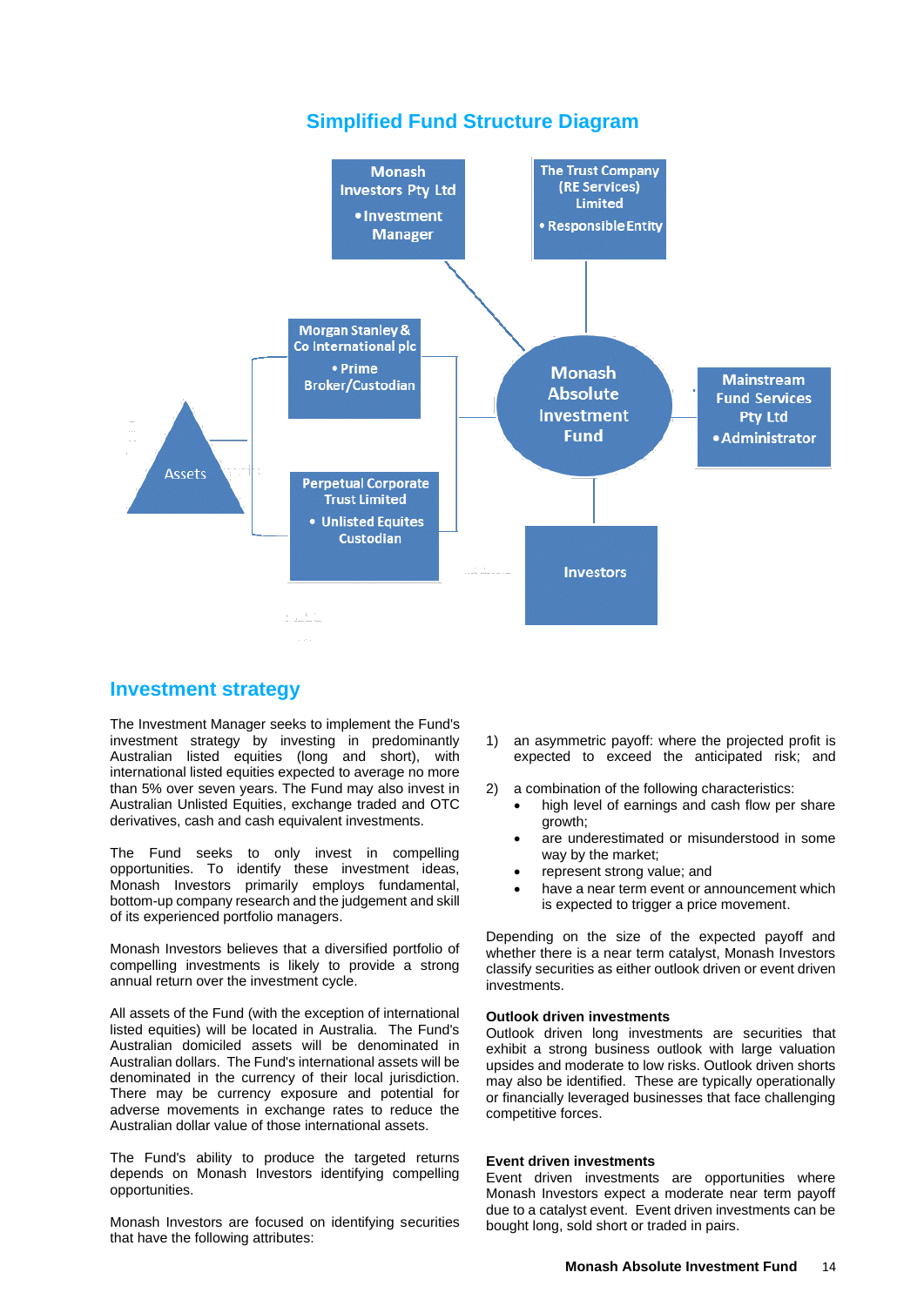## Simplified Fund Structure Diagram

Monash Investors Pty Ltd
- Investment Manager

The Trust Company (RE Services) Limited
- Responsible Entity

Morgan Stanley & Co International plc
- Prime Broker/Custodian

Monash Absolute Investment Fund

Mainstream Fund Services Pty Ltd
- Administrator

Assets

Perpetual Corporate Trust Limited
- Unlisted Equites Custodian

Investors

## Investment strategy

The Investment Manager seeks to implement the Fund's investment strategy by investing in predominantly Australian listed equities (long and short), with international listed equities expected to average no more than 5% over seven years. The Fund may also invest in Australian Unlisted Equities, exchange traded and OTC derivatives, cash and cash equivalent investments.

The Fund seeks to only invest in compelling opportunities. To identify these investment ideas, Monash Investors primarily employ fundamental, bottom-up company research and the judgement and skill of its experienced portfolio managers.

Monash Investors believes that a diversified portfolio of compelling investments is likely to provide a strong annual return over the investment cycle.

All assets of the Fund (with the exception of international listed equities) will be located in Australia. The Fund's Australian domiciled assets will be denominated in Australian dollars. The Fund's international assets will be denominated in the currency of their local jurisdiction. There may be currency exposure and potential for adverse movements in exchange rates to reduce the Australian dollar value of those international assets.

The Fund's ability to produce the targeted returns depends on Monash Investors identifying compelling opportunities.

Monash Investors are focused on identifying securities that have the following attributes:

1) an asymmetric payoff: where the projected profit is expected to exceed the anticipated risk; and

2) a combination of the following characteristics:
   - high level of earnings and cash flow per share growth;
   - are underestimated or misunderstood in some way by the market;
   - represent strong value; and
   - have a near term event or announcement which is expected to trigger a price movement.

Depending on the size of the expected payoff and whether there is a near term catalyst, Monash Investors classify securities as either outlook driven or event driven investments.

**Outlook driven investments**

Outlook driven long investments are securities that exhibit a strong business outlook with large valuation upsides and moderate to low risks. Outlook driven shorts may also be identified. These are typically operationally or financially leveraged businesses that face challenging competitive forces.

**Event driven investments**

Event driven investments are opportunities where Monash Investors expect a moderate near term payoff due to a catalyst event. Event driven investments can be bought long, sold short or traded in pairs.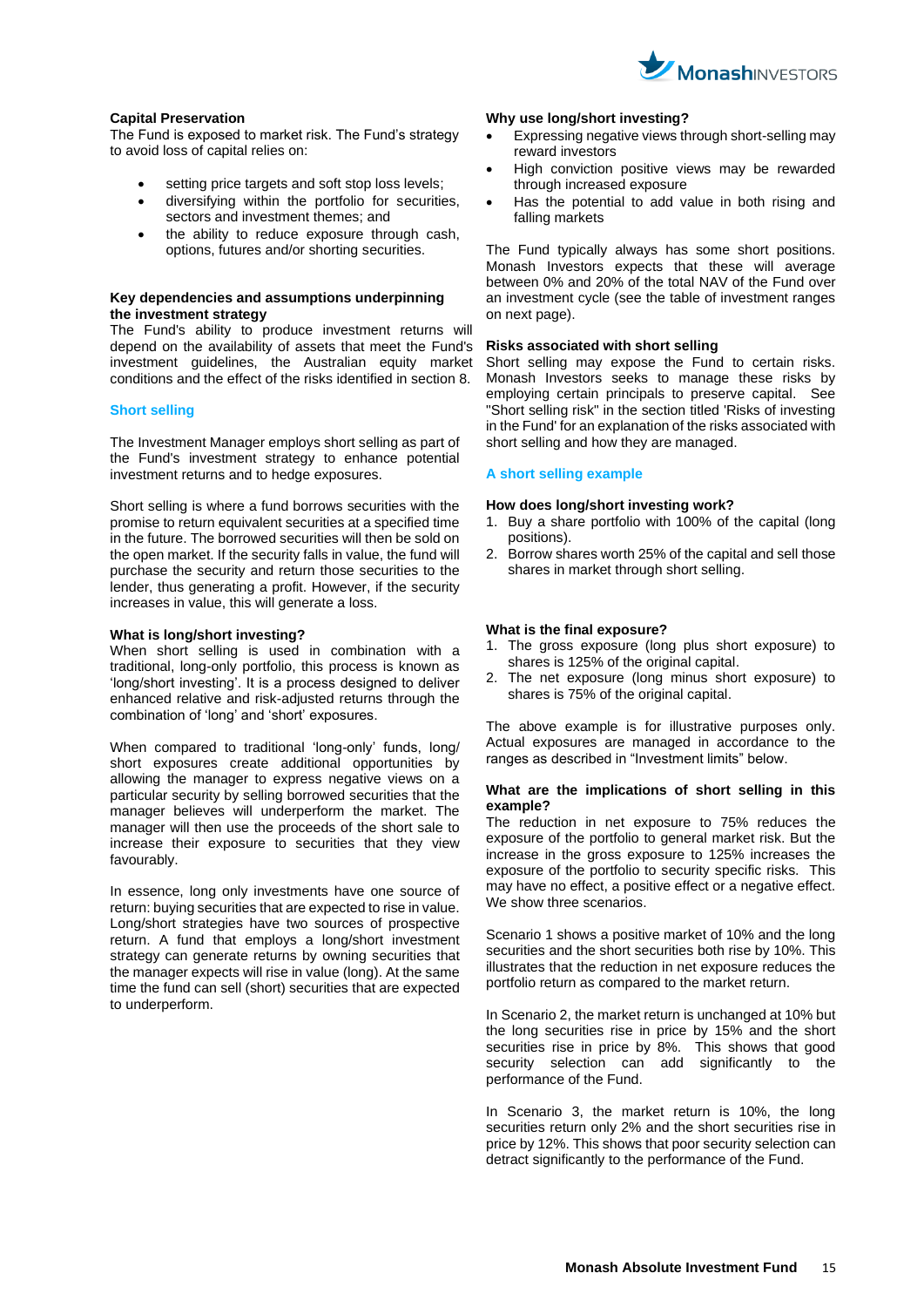### Capital Preservation

The Fund is exposed to market risk. The Fund's strategy to avoid loss of capital relies on:

- setting price targets and soft stop loss levels;
- diversifying within the portfolio for securities, sectors and investment themes; and
- the ability to reduce exposure through cash, options, futures and/or shorting securities.

### Key dependencies and assumptions underpinning the investment strategy

The Fund's ability to produce investment returns will depend on the availability of assets that meet the Fund's investment guidelines, the Australian equity market conditions and the effect of the risks identified in section 8.

## Short selling

The Investment Manager employs short selling as part of the Fund's investment strategy to enhance potential investment returns and to hedge exposures.

Short selling is where a fund borrows securities with the promise to return equivalent securities at a specified time in the future. The borrowed securities will then be sold on the open market. If the security falls in value, the fund will purchase the security and return those securities to the lender, thus generating a profit. However, if the security increases in value, this will generate a loss.

### What is long/short investing?

When short selling is used in combination with a traditional, long-only portfolio, this process is known as 'long/short investing'. It is a process designed to deliver enhanced relative and risk-adjusted returns through the combination of 'long' and 'short' exposures.

When compared to traditional 'long-only' funds, long/short exposures create additional opportunities by allowing the manager to express negative views on a particular security by selling borrowed securities that the manager believes will underperform the market. The manager will then use the proceeds of the short sale to increase their exposure to securities that they view favourably.

In essence, long only investments have one source of return: buying securities that are expected to rise in value. Long/short strategies have two sources of prospective return. A fund that employs a long/short investment strategy can generate returns by owning securities that the manager expects will rise in value (long). At the same time the fund can sell (short) securities that are expected to underperform.

### Why use long/short investing?

- Expressing negative views through short-selling may reward investors
- High conviction positive views may be rewarded through increased exposure
- Has the potential to add value in both rising and falling markets

The Fund typically always has some short positions. Monash Investors expects that these will average between 0% and 20% of the total NAV of the Fund over an investment cycle (see the table of investment ranges on next page).

### Risks associated with short selling

Short selling may expose the Fund to certain risks. Monash Investors seeks to manage these risks by employing certain principals to preserve capital. See "Short selling risk" in the section titled 'Risks of investing in the Fund' for an explanation of the risks associated with short selling and how they are managed.

## A short selling example

### How does long/short investing work?

1. Buy a share portfolio with 100% of the capital (long positions).
2. Borrow shares worth 25% of the capital and sell those shares in market through short selling.

### What is the final exposure?

1. The gross exposure (long plus short exposure) to shares is 125% of the original capital.
2. The net exposure (long minus short exposure) to shares is 75% of the original capital.

The above example is for illustrative purposes only. Actual exposures are managed in accordance to the ranges as described in "Investment limits" below.

### What are the implications of short selling in this example?

The reduction in net exposure to 75% reduces the exposure of the portfolio to general market risk. But the increase in the gross exposure to 125% increases the exposure of the portfolio to security specific risks. This may have no effect, a positive effect or a negative effect. We show three scenarios.

Scenario 1 shows a positive market of 10% and the long securities and the short securities both rise by 10%. This illustrates that the reduction in net exposure reduces the portfolio return as compared to the market return.

In Scenario 2, the market return is unchanged at 10% but the long securities rise in price by 15% and the short securities rise in price by 8%. This shows that good security selection can add significantly to the performance of the Fund.

In Scenario 3, the market return is 10%, the long securities return only 2% and the short securities rise in price by 12%. This shows that poor security selection can detract significantly to the performance of the Fund.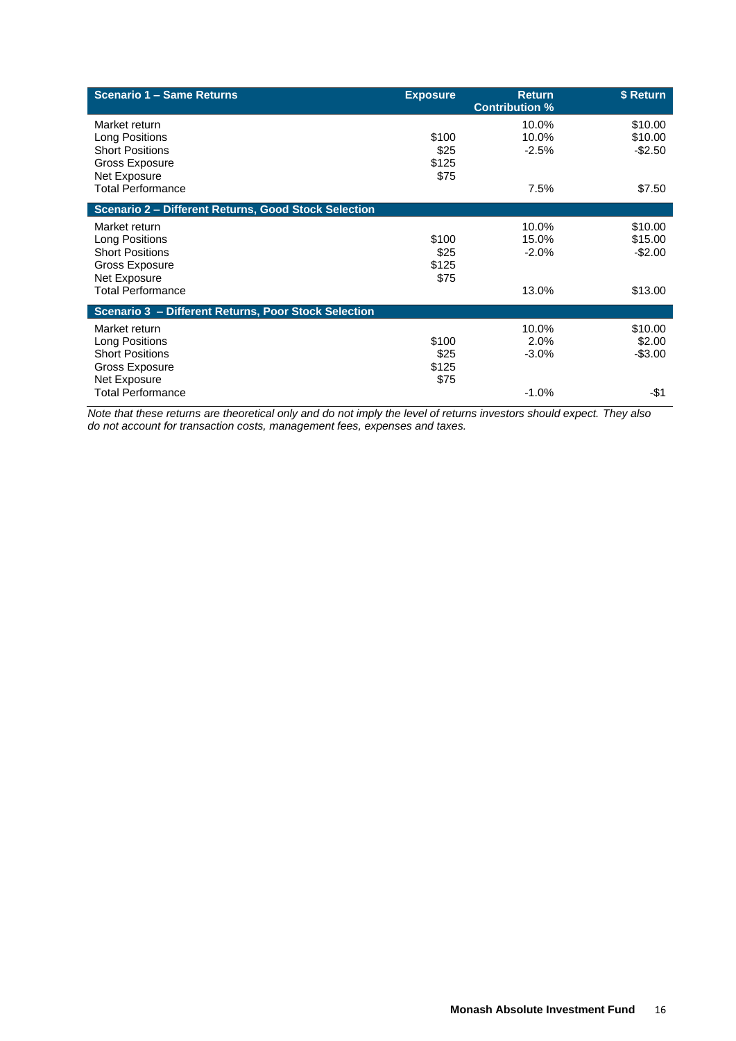| Scenario 1 – Same Returns | Exposure | Return Contribution % | $ Return |
|---|---|---|---|
| Market return | | 10.0% | $10.00 |
| Long Positions | $100 | 10.0% | $10.00 |
| Short Positions | $25 | -2.5% | -$2.50 |
| Gross Exposure | $125 | | |
| Net Exposure | $75 | | |
| Total Performance | | 7.5% | $7.50 |
| **Scenario 2 – Different Returns, Good Stock Selection** | | | |
| Market return | | 10.0% | $10.00 |
| Long Positions | $100 | 15.0% | $15.00 |
| Short Positions | $25 | -2.0% | -$2.00 |
| Gross Exposure | $125 | | |
| Net Exposure | $75 | | |
| Total Performance | | 13.0% | $13.00 |
| **Scenario 3 – Different Returns, Poor Stock Selection** | | | |
| Market return | | 10.0% | $10.00 |
| Long Positions | $100 | 2.0% | $2.00 |
| Short Positions | $25 | -3.0% | -$3.00 |
| Gross Exposure | $125 | | |
| Net Exposure | $75 | | |
| Total Performance | | -1.0% | -$1 |

*Note that these returns are theoretical only and do not imply the level of returns investors should expect. They also do not account for transaction costs, management fees, expenses and taxes.*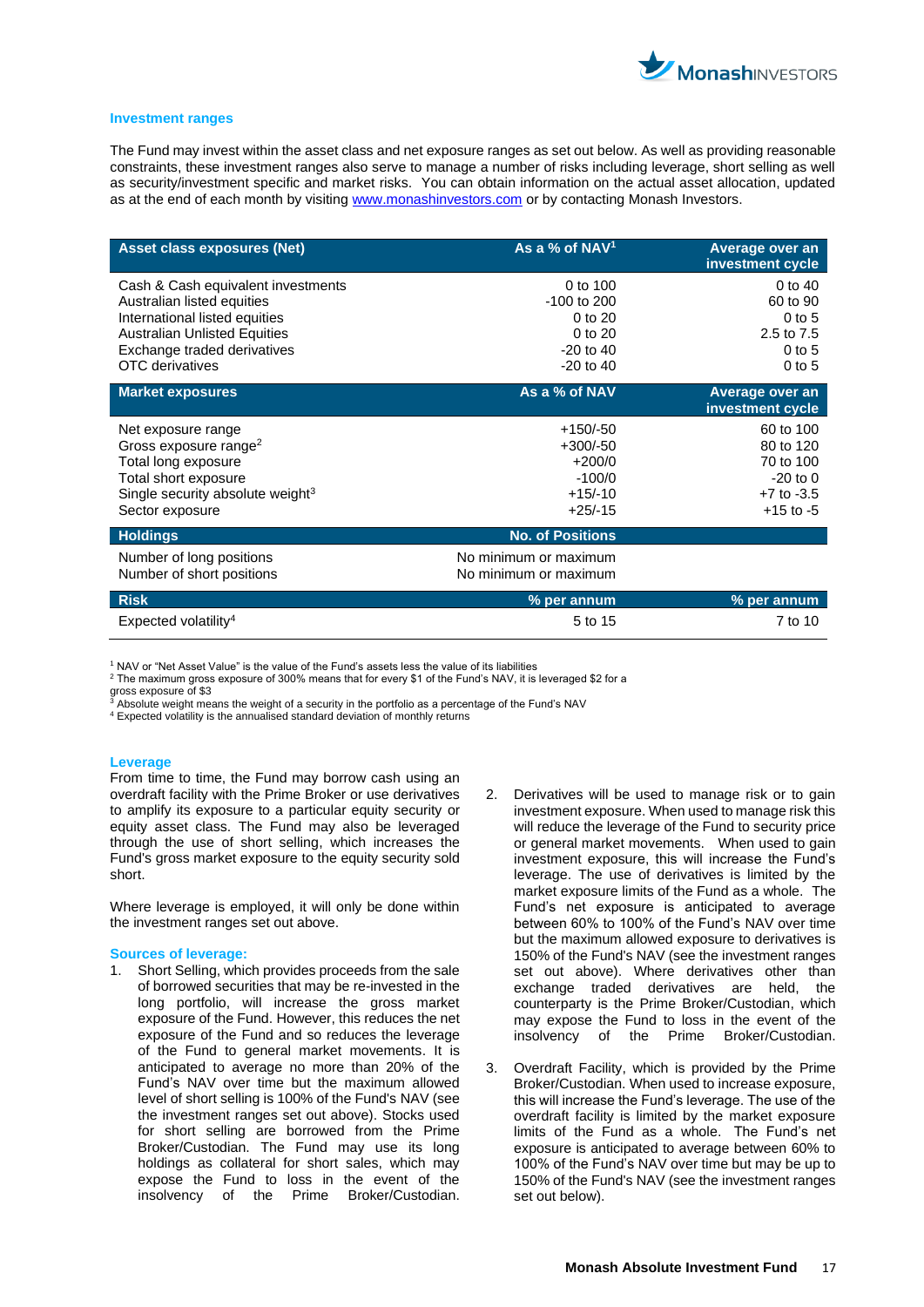## Investment ranges

The Fund may invest within the asset class and net exposure ranges as set out below. As well as providing reasonable constraints, these investment ranges also serve to manage a number of risks including leverage, short selling as well as security/investment specific and market risks. You can obtain information on the actual asset allocation, updated as at the end of each month by visiting www.monashinvestors.com or by contacting Monash Investors.

| Asset class exposures (Net) | As a % of NAV[1] | Average over an investment cycle |
|---|---|---|
| Cash & Cash equivalent investments | 0 to 100 | 0 to 40 |
| Australian listed equities | -100 to 200 | 60 to 90 |
| International listed equities | 0 to 20 | 0 to 5 |
| Australian Unlisted Equities | 0 to 20 | 2.5 to 7.5 |
| Exchange traded derivatives | -20 to 40 | 0 to 5 |
| OTC derivatives | -20 to 40 | 0 to 5 |
| **Market exposures** | **As a % of NAV** | **Average over an investment cycle** |
| Net exposure range | +150/-50 | 60 to 100 |
| Gross exposure range[2] | +300/-50 | 80 to 120 |
| Total long exposure | +200/0 | 70 to 100 |
| Total short exposure | -100/0 | -20 to 0 |
| Single security absolute weight[3] | +15/-10 | +7 to -3.5 |
| Sector exposure | +25/-15 | +15 to -5 |
| **Holdings** | **No. of Positions** | |
| Number of long positions | No minimum or maximum | |
| Number of short positions | No minimum or maximum | |
| **Risk** | **% per annum** | **% per annum** |
| Expected volatility[4] | 5 to 15 | 7 to 10 |

[1] NAV or "Net Asset Value" is the value of the Fund's assets less the value of its liabilities
[2] The maximum gross exposure of 300% means that for every $1 of the Fund's NAV, it is leveraged $2 for a gross exposure of $3
[3] Absolute weight means the weight of a security in the portfolio as a percentage of the Fund's NAV
[4] Expected volatility is the annualised standard deviation of monthly returns

## Leverage

From time to time, the Fund may borrow cash using an overdraft facility with the Prime Broker or use derivatives to amplify its exposure to a particular equity security or equity asset class. The Fund may also be leveraged through the use of short selling, which increases the Fund's gross market exposure to the equity security sold short.

Where leverage is employed, it will only be done within the investment ranges set out above.

### Sources of leverage:

1. Short Selling, which provides proceeds from the sale of borrowed securities that may be re-invested in the long portfolio, will increase the gross market exposure of the Fund. However, this reduces the net exposure of the Fund and so reduces the leverage of the Fund to general market movements. It is anticipated to average no more than 20% of the Fund's NAV over time but the maximum allowed level of short selling is 100% of the Fund's NAV (see the investment ranges set out above). Stocks used for short selling are borrowed from the Prime Broker/Custodian. The Fund may use its long holdings as collateral for short sales, which may expose the Fund to loss in the event of the insolvency of the Prime Broker/Custodian.
2. Derivatives will be used to manage risk or to gain investment exposure. When used to manage risk this will reduce the leverage of the Fund to security price or general market movements. When used to gain investment exposure, this will increase the Fund's leverage. The use of derivatives is limited by the market exposure limits of the Fund as a whole. The Fund's net exposure is anticipated to average between 60% to 100% of the Fund's NAV over time but the maximum allowed exposure to derivatives is 150% of the Fund's NAV (see the investment ranges set out above). Where derivatives other than exchange traded derivatives are held, the counterparty is the Prime Broker/Custodian, which may expose the Fund to loss in the event of the insolvency of the Prime Broker/Custodian.
3. Overdraft Facility, which is provided by the Prime Broker/Custodian. When used to increase exposure, this will increase the Fund's leverage. The use of the overdraft facility is limited by the market exposure limits of the Fund as a whole. The Fund's net exposure is anticipated to average between 60% to 100% of the Fund's NAV over time but may be up to 150% of the Fund's NAV (see the investment ranges set out below).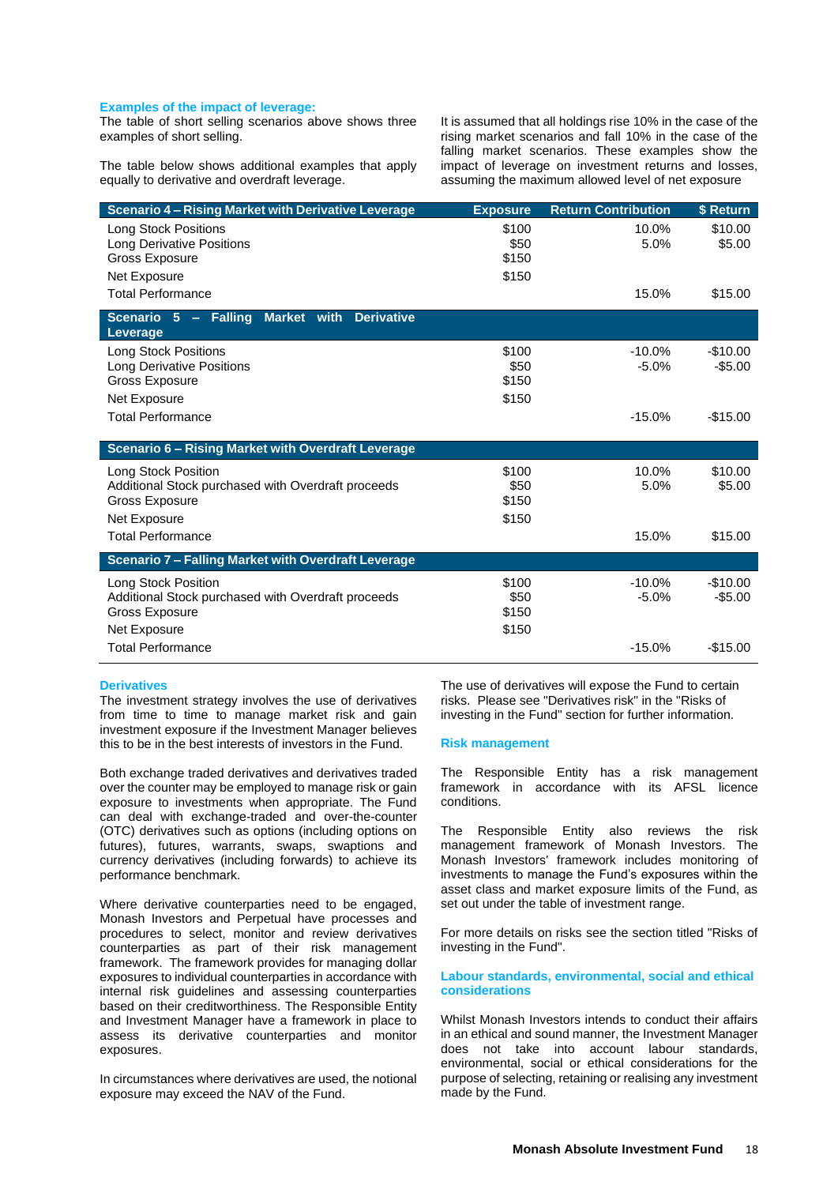### Examples of the impact of leverage:

The table of short selling scenarios above shows three examples of short selling.

The table below shows additional examples that apply equally to derivative and overdraft leverage.

It is assumed that all holdings rise 10% in the case of the rising market scenarios and fall 10% in the case of the falling market scenarios. These examples show the impact of leverage on investment returns and losses, assuming the maximum allowed level of net exposure

| Scenario 4 – Rising Market with Derivative Leverage | Exposure | Return Contribution | $ Return |
|---|---|---|---|
| Long Stock Positions | $100 | 10.0% | $10.00 |
| Long Derivative Positions | $50 | 5.0% | $5.00 |
| Gross Exposure | $150 | | |
| Net Exposure | $150 | | |
| Total Performance | | 15.0% | $15.00 |
| **Scenario 5 – Falling Market with Derivative Leverage** | | | |
| Long Stock Positions | $100 | -10.0% | -$10.00 |
| Long Derivative Positions | $50 | -5.0% | -$5.00 |
| Gross Exposure | $150 | | |
| Net Exposure | $150 | | |
| Total Performance | | -15.0% | -$15.00 |
| **Scenario 6 – Rising Market with Overdraft Leverage** | | | |
| Long Stock Position | $100 | 10.0% | $10.00 |
| Additional Stock purchased with Overdraft proceeds | $50 | 5.0% | $5.00 |
| Gross Exposure | $150 | | |
| Net Exposure | $150 | | |
| Total Performance | | 15.0% | $15.00 |
| **Scenario 7 – Falling Market with Overdraft Leverage** | | | |
| Long Stock Position | $100 | -10.0% | -$10.00 |
| Additional Stock purchased with Overdraft proceeds | $50 | -5.0% | -$5.00 |
| Gross Exposure | $150 | | |
| Net Exposure | $150 | | |
| Total Performance | | -15.0% | -$15.00 |

### Derivatives

The investment strategy involves the use of derivatives from time to time to manage market risk and gain investment exposure if the Investment Manager believes this to be in the best interests of investors in the Fund.

Both exchange traded derivatives and derivatives traded over the counter may be employed to manage risk or gain exposure to investments when appropriate. The Fund can deal with exchange-traded and over-the-counter (OTC) derivatives such as options (including options on futures), futures, warrants, swaps, swaptions and currency derivatives (including forwards) to achieve its performance benchmark.

Where derivative counterparties need to be engaged, Monash Investors and Perpetual have processes and procedures to select, monitor and review derivatives counterparties as part of their risk management framework. The framework provides for managing dollar exposures to individual counterparties in accordance with internal risk guidelines and assessing counterparties based on their creditworthiness. The Responsible Entity and Investment Manager have a framework in place to assess its derivative counterparties and monitor exposures.

In circumstances where derivatives are used, the notional exposure may exceed the NAV of the Fund.

The use of derivatives will expose the Fund to certain risks. Please see "Derivatives risk" in the "Risks of investing in the Fund" section for further information.

### Risk management

The Responsible Entity has a risk management framework in accordance with its AFSL licence conditions.

The Responsible Entity also reviews the risk management framework of Monash Investors. The Monash Investors' framework includes monitoring of investments to manage the Fund's exposures within the asset class and market exposure limits of the Fund, as set out under the table of investment range.

For more details on risks see the section titled "Risks of investing in the Fund".

### Labour standards, environmental, social and ethical considerations

Whilst Monash Investors intends to conduct their affairs in an ethical and sound manner, the Investment Manager does not take into account labour standards, environmental, social or ethical considerations for the purpose of selecting, retaining or realising any investment made by the Fund.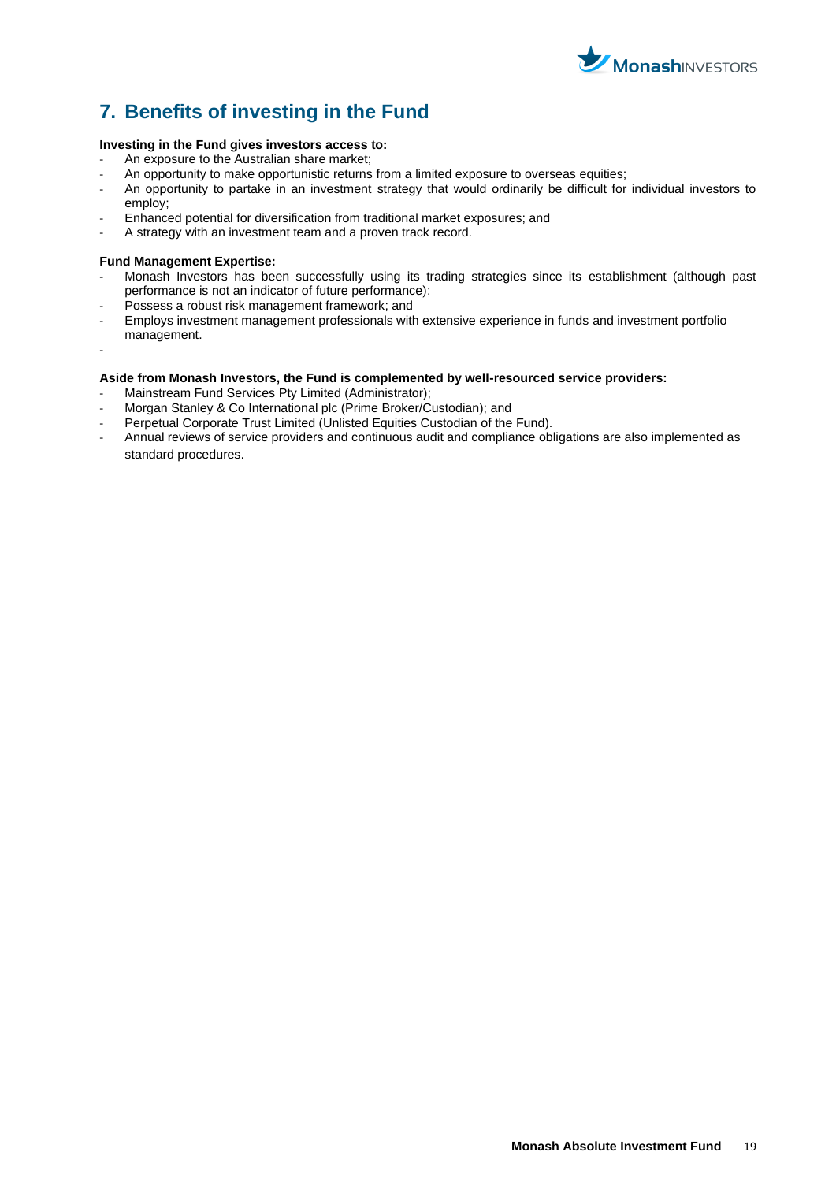## 7. Benefits of investing in the Fund

**Investing in the Fund gives investors access to:**

- An exposure to the Australian share market;
- An opportunity to make opportunistic returns from a limited exposure to overseas equities;
- An opportunity to partake in an investment strategy that would ordinarily be difficult for individual investors to employ;
- Enhanced potential for diversification from traditional market exposures; and
- A strategy with an investment team and a proven track record.

**Fund Management Expertise:**

- Monash Investors has been successfully using its trading strategies since its establishment (although past performance is not an indicator of future performance);
- Possess a robust risk management framework; and
- Employs investment management professionals with extensive experience in funds and investment portfolio management.
-

**Aside from Monash Investors, the Fund is complemented by well-resourced service providers:**

- Mainstream Fund Services Pty Limited (Administrator);
- Morgan Stanley & Co International plc (Prime Broker/Custodian); and
- Perpetual Corporate Trust Limited (Unlisted Equities Custodian of the Fund).
- Annual reviews of service providers and continuous audit and compliance obligations are also implemented as standard procedures.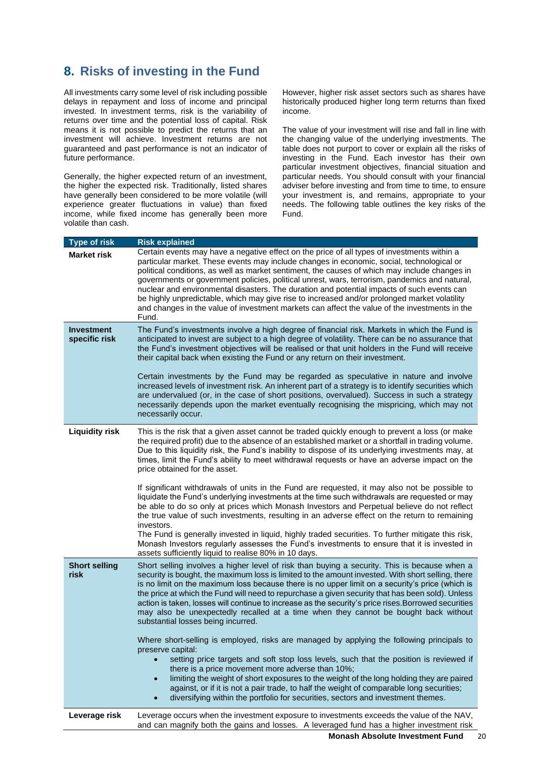## 8. Risks of investing in the Fund

All investments carry some level of risk including possible delays in repayment and loss of income and principal invested. In investment terms, risk is the variability of returns over time and the potential loss of capital. Risk means it is not possible to predict the returns that an investment will achieve. Investment returns are not guaranteed and past performance is not an indicator of future performance.

Generally, the higher expected return of an investment, the higher the expected risk. Traditionally, listed shares have generally been considered to be more volatile (will experience greater fluctuations in value) than fixed income, while fixed income has generally been more volatile than cash.

However, higher risk asset sectors such as shares have historically produced higher long term returns than fixed income.

The value of your investment will rise and fall in line with the changing value of the underlying investments. The table does not purport to cover or explain all the risks of investing in the Fund. Each investor has their own particular investment objectives, financial situation and particular needs. You should consult with your financial adviser before investing and from time to time, to ensure your investment is, and remains, appropriate to your needs. The following table outlines the key risks of the Fund.

| Type of risk | Risk explained |
|---|---|
| **Market risk** | Certain events may have a negative effect on the price of all types of investments within a particular market. These events may include changes in economic, social, technological or political conditions, as well as market sentiment, the causes of which may include changes in governments or government policies, political unrest, wars, terrorism, pandemics and natural, nuclear and environmental disasters. The duration and potential impacts of such events can be highly unpredictable, which may give rise to increased and/or prolonged market volatility and changes in the value of investment markets can affect the value of the investments in the Fund. |
| **Investment specific risk** | The Fund's investments involve a high degree of financial risk. Markets in which the Fund is anticipated to invest are subject to a high degree of volatility. There can be no assurance that the Fund's investment objectives will be realised or that unit holders in the Fund will receive their capital back when existing the Fund or any return on their investment.<br><br>Certain investments by the Fund may be regarded as speculative in nature and involve increased levels of investment risk. An inherent part of a strategy is to identify securities which are undervalued (or, in the case of short positions, overvalued). Success in such a strategy necessarily depends upon the market eventually recognising the mispricing, which may not necessarily occur. |
| **Liquidity risk** | This is the risk that a given asset cannot be traded quickly enough to prevent a loss (or make the required profit) due to the absence of an established market or a shortfall in trading volume. Due to this liquidity risk, the Fund's inability to dispose of its underlying investments may, at times, limit the Fund's ability to meet withdrawal requests or have an adverse impact on the price obtained for the asset.<br><br>If significant withdrawals of units in the Fund are requested, it may also not be possible to liquidate the Fund's underlying investments at the time such withdrawals are requested or may be able to do so only at prices which Monash Investors and Perpetual believe do not reflect the true value of such investments, resulting in an adverse effect on the return to remaining investors.<br>The Fund is generally invested in liquid, highly traded securities. To further mitigate this risk, Monash Investors regularly assesses the Fund's investments to ensure that it is invested in assets sufficiently liquid to realise 80% in 10 days. |
| **Short selling risk** | Short selling involves a higher level of risk than buying a security. This is because when a security is bought, the maximum loss is limited to the amount invested. With short selling, there is no limit on the maximum loss because there is no upper limit on a security's price (which is the price at which the Fund will need to repurchase a given security that has been sold). Unless action is taken, losses will continue to increase as the security's price rises.Borrowed securities may also be unexpectedly recalled at a time when they cannot be bought back without substantial losses being incurred.<br><br>Where short-selling is employed, risks are managed by applying the following principals to preserve capital:<br>• setting price targets and soft stop loss levels, such that the position is reviewed if there is a price movement more adverse than 10%;<br>• limiting the weight of short exposures to the weight of the long holding they are paired against, or if it is not a pair trade, to half the weight of comparable long securities;<br>• diversifying within the portfolio for securities, sectors and investment themes. |
| **Leverage risk** | Leverage occurs when the investment exposure to investments exceeds the value of the NAV, and can magnify both the gains and losses. A leveraged fund has a higher investment risk |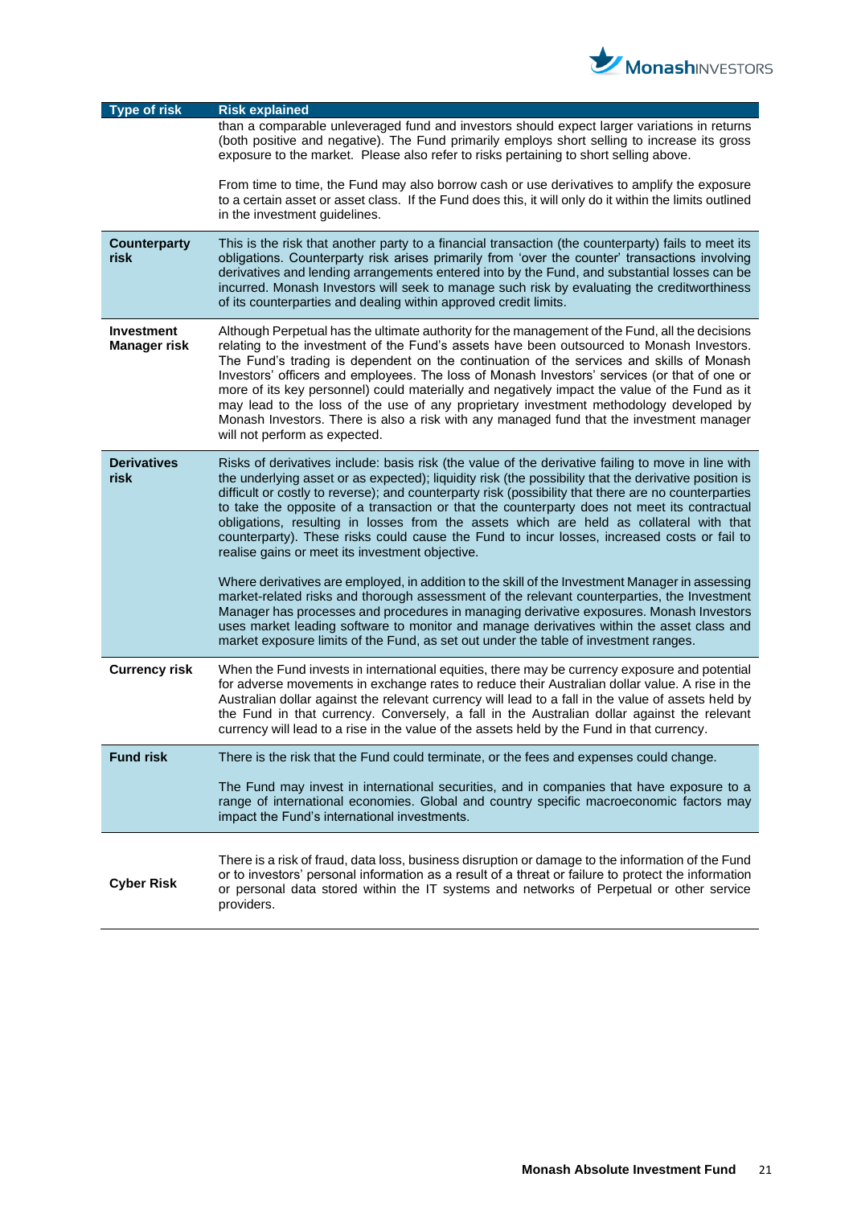| Type of risk | Risk explained |
|---|---|
| | than a comparable unleveraged fund and investors should expect larger variations in returns (both positive and negative). The Fund primarily employs short selling to increase its gross exposure to the market. Please also refer to risks pertaining to short selling above.<br><br>From time to time, the Fund may also borrow cash or use derivatives to amplify the exposure to a certain asset or asset class. If the Fund does this, it will only do it within the limits outlined in the investment guidelines. |
| **Counterparty risk** | This is the risk that another party to a financial transaction (the counterparty) fails to meet its obligations. Counterparty risk arises primarily from 'over the counter' transactions involving derivatives and lending arrangements entered into by the Fund, and substantial losses can be incurred. Monash Investors will seek to manage such risk by evaluating the creditworthiness of its counterparties and dealing within approved credit limits. |
| **Investment Manager risk** | Although Perpetual has the ultimate authority for the management of the Fund, all the decisions relating to the investment of the Fund's assets have been outsourced to Monash Investors. The Fund's trading is dependent on the continuation of the services and skills of Monash Investors' officers and employees. The loss of Monash Investors' services (or that of one or more of its key personnel) could materially and negatively impact the value of the Fund as it may lead to the loss of the use of any proprietary investment methodology developed by Monash Investors. There is also a risk with any managed fund that the investment manager will not perform as expected. |
| **Derivatives risk** | Risks of derivatives include: basis risk (the value of the derivative failing to move in line with the underlying asset or as expected); liquidity risk (the possibility that the derivative position is difficult or costly to reverse); and counterparty risk (possibility that there are no counterparties to take the opposite of a transaction or that the counterparty does not meet its contractual obligations, resulting in losses from the assets which are held as collateral with that counterparty). These risks could cause the Fund to incur losses, increased costs or fail to realise gains or meet its investment objective.<br><br>Where derivatives are employed, in addition to the skill of the Investment Manager in assessing market-related risks and thorough assessment of the relevant counterparties, the Investment Manager has processes and procedures in managing derivative exposures. Monash Investors uses market leading software to monitor and manage derivatives within the asset class and market exposure limits of the Fund, as set out under the table of investment ranges. |
| **Currency risk** | When the Fund invests in international equities, there may be currency exposure and potential for adverse movements in exchange rates to reduce their Australian dollar value. A rise in the Australian dollar against the relevant currency will lead to a fall in the value of assets held by the Fund in that currency. Conversely, a fall in the Australian dollar against the relevant currency will lead to a rise in the value of the assets held by the Fund in that currency. |
| **Fund risk** | There is the risk that the Fund could terminate, or the fees and expenses could change.<br><br>The Fund may invest in international securities, and in companies that have exposure to a range of international economies. Global and country specific macroeconomic factors may impact the Fund's international investments. |
| **Cyber Risk** | There is a risk of fraud, data loss, business disruption or damage to the information of the Fund or to investors' personal information as a result of a threat or failure to protect the information or personal data stored within the IT systems and networks of Perpetual or other service providers. |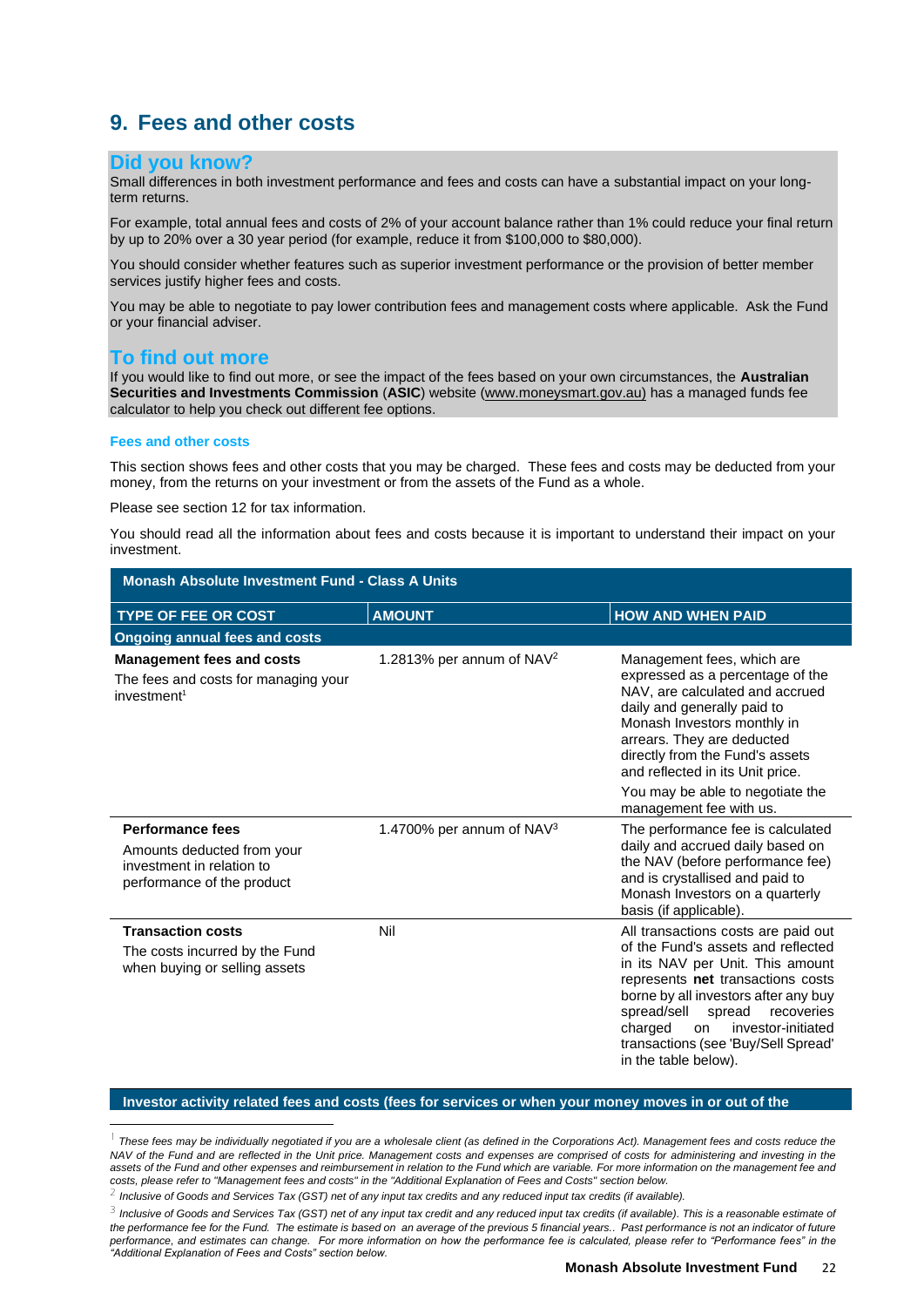## 9. Fees and other costs

### Did you know?

Small differences in both investment performance and fees and costs can have a substantial impact on your long-term returns.

For example, total annual fees and costs of 2% of your account balance rather than 1% could reduce your final return by up to 20% over a 30 year period (for example, reduce it from $100,000 to $80,000).

You should consider whether features such as superior investment performance or the provision of better member services justify higher fees and costs.

You may be able to negotiate to pay lower contribution fees and management costs where applicable. Ask the Fund or your financial adviser.

### To find out more

If you would like to find out more, or see the impact of the fees based on your own circumstances, the **Australian Securities and Investments Commission** (**ASIC**) website (www.moneysmart.gov.au) has a managed funds fee calculator to help you check out different fee options.

#### Fees and other costs

This section shows fees and other costs that you may be charged. These fees and costs may be deducted from your money, from the returns on your investment or from the assets of the Fund as a whole.

Please see section 12 for tax information.

You should read all the information about fees and costs because it is important to understand their impact on your investment.

| **Monash Absolute Investment Fund - Class A Units** | | |
|---|---|---|
| **TYPE OF FEE OR COST** | **AMOUNT** | **HOW AND WHEN PAID** |
| **Ongoing annual fees and costs** | | |
| **Management fees and costs**<br>The fees and costs for managing your investment[1] | 1.2813% per annum of NAV[2] | Management fees, which are expressed as a percentage of the NAV, are calculated and accrued daily and generally paid to Monash Investors monthly in arrears. They are deducted directly from the Fund's assets and reflected in its Unit price.<br>You may be able to negotiate the management fee with us. |
| **Performance fees**<br>Amounts deducted from your investment in relation to performance of the product | 1.4700% per annum of NAV[3] | The performance fee is calculated daily and accrued daily based on the NAV (before performance fee) and is crystallised and paid to Monash Investors on a quarterly basis (if applicable). |
| **Transaction costs**<br>The costs incurred by the Fund when buying or selling assets | Nil | All transactions costs are paid out of the Fund's assets and reflected in its NAV per Unit. This amount represents **net** transactions costs borne by all investors after any buy spread/sell spread recoveries charged on investor-initiated transactions (see 'Buy/Sell Spread' in the table below). |

**Investor activity related fees and costs (fees for services or when your money moves in or out of the**

---

[1] *These fees may be individually negotiated if you are a wholesale client (as defined in the Corporations Act). Management fees and costs reduce the NAV of the Fund and are reflected in the Unit price. Management costs and expenses are comprised of costs for administering and investing in the assets of the Fund and other expenses and reimbursement in relation to the Fund which are variable. For more information on the management fee and costs, please refer to "Management fees and costs" in the "Additional Explanation of Fees and Costs" section below.*

[2] *Inclusive of Goods and Services Tax (GST) net of any input tax credits and any reduced input tax credits (if available).*

[3] *Inclusive of Goods and Services Tax (GST) net of any input tax credit and any reduced input tax credits (if available). This is a reasonable estimate of the performance fee for the Fund. The estimate is based on an average of the previous 5 financial years.. Past performance is not an indicator of future performance, and estimates can change. For more information on how the performance fee is calculated, please refer to "Performance fees" in the "Additional Explanation of Fees and Costs" section below.*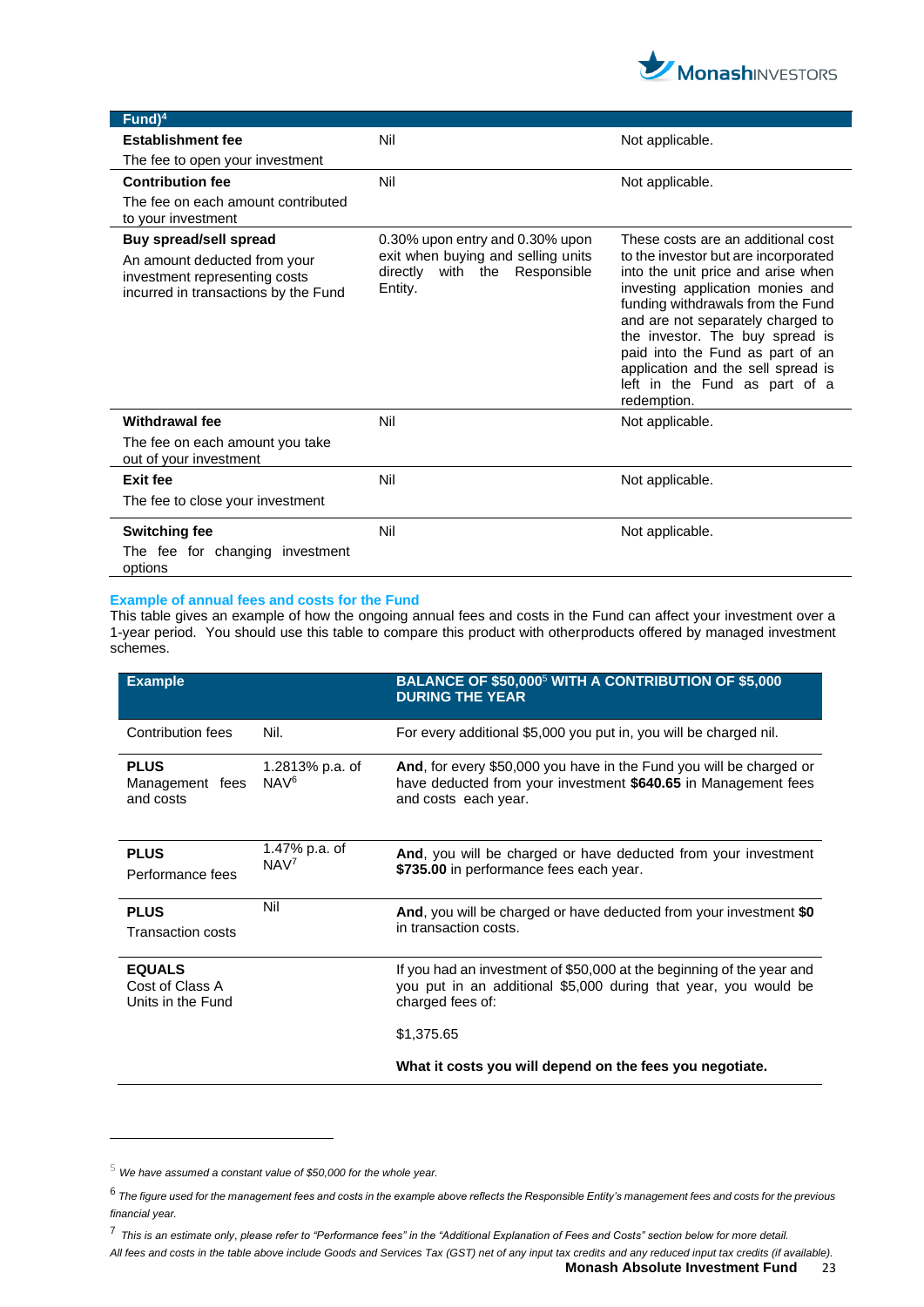| Fund)[4] | | |
|---|---|---|
| **Establishment fee**<br>The fee to open your investment | Nil | Not applicable. |
| **Contribution fee**<br>The fee on each amount contributed to your investment | Nil | Not applicable. |
| **Buy spread/sell spread**<br>An amount deducted from your investment representing costs incurred in transactions by the Fund | 0.30% upon entry and 0.30% upon exit when buying and selling units directly with the Responsible Entity. | These costs are an additional cost to the investor but are incorporated into the unit price and arise when investing application monies and funding withdrawals from the Fund and are not separately charged to the investor. The buy spread is paid into the Fund as part of an application and the sell spread is left in the Fund as part of a redemption. |
| **Withdrawal fee**<br>The fee on each amount you take out of your investment | Nil | Not applicable. |
| **Exit fee**<br>The fee to close your investment | Nil | Not applicable. |
| **Switching fee**<br>The fee for changing investment options | Nil | Not applicable. |

### Example of annual fees and costs for the Fund

This table gives an example of how the ongoing annual fees and costs in the Fund can affect your investment over a 1-year period. You should use this table to compare this product with otherproducts offered by managed investment schemes.

| Example | | BALANCE OF $50,000[5] WITH A CONTRIBUTION OF $5,000 DURING THE YEAR |
|---|---|---|
| Contribution fees | Nil. | For every additional $5,000 you put in, you will be charged nil. |
| **PLUS** Management fees and costs | 1.2813% p.a. of NAV[6] | **And**, for every $50,000 you have in the Fund you will be charged or have deducted from your investment **$640.65** in Management fees and costs each year. |
| **PLUS** Performance fees | 1.47% p.a. of NAV[7] | **And**, you will be charged or have deducted from your investment **$735.00** in performance fees each year. |
| **PLUS** Transaction costs | Nil | **And**, you will be charged or have deducted from your investment **$0** in transaction costs. |
| **EQUALS** Cost of Class A Units in the Fund | | If you had an investment of $50,000 at the beginning of the year and you put in an additional $5,000 during that year, you would be charged fees of:<br><br>$1,375.65<br><br>**What it costs you will depend on the fees you negotiate.** |

[5] *We have assumed a constant value of $50,000 for the whole year.*

[6] *The figure used for the management fees and costs in the example above reflects the Responsible Entity's management fees and costs for the previous financial year.*

[7] *This is an estimate only, please refer to "Performance fees" in the "Additional Explanation of Fees and Costs" section below for more detail.*

*All fees and costs in the table above include Goods and Services Tax (GST) net of any input tax credits and any reduced input tax credits (if available).*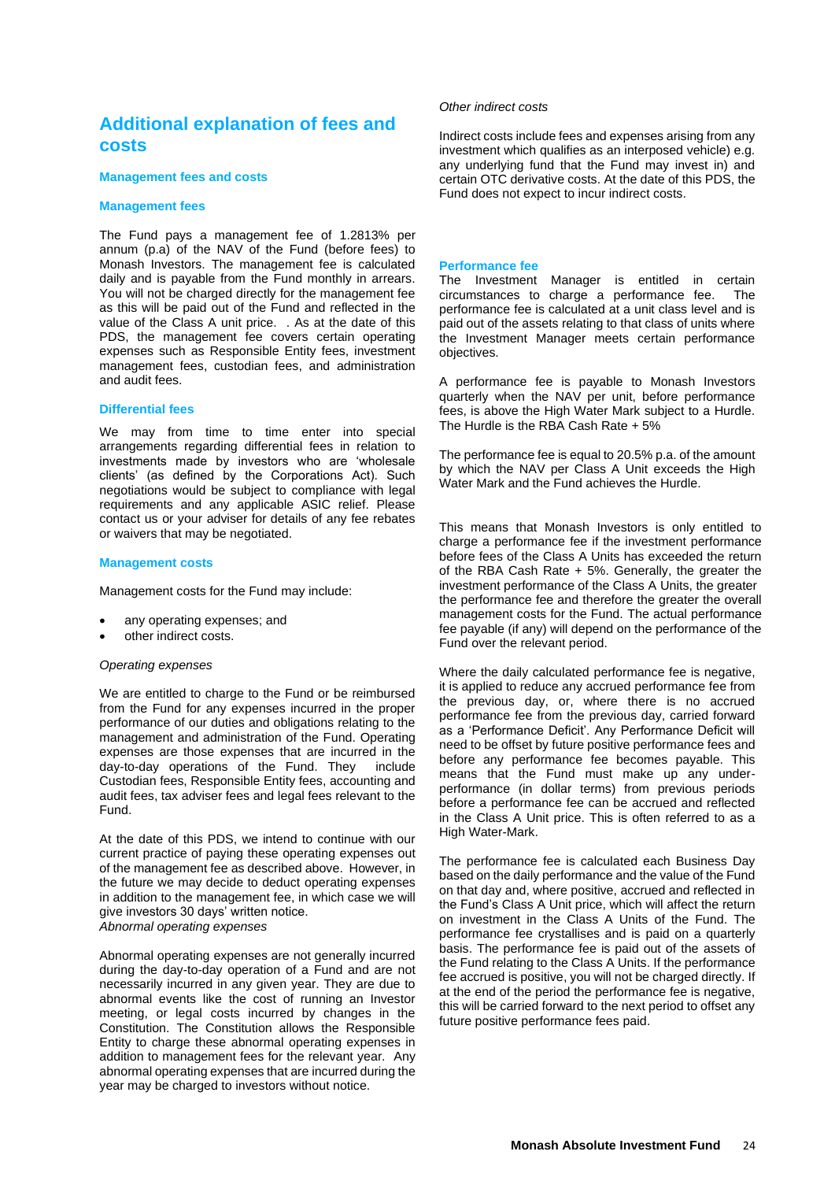## Additional explanation of fees and costs

### Management fees and costs

### Management fees

The Fund pays a management fee of 1.2813% per annum (p.a) of the NAV of the Fund (before fees) to Monash Investors. The management fee is calculated daily and is payable from the Fund monthly in arrears. You will not be charged directly for the management fee as this will be paid out of the Fund and reflected in the value of the Class A unit price. . As at the date of this PDS, the management fee covers certain operating expenses such as Responsible Entity fees, investment management fees, custodian fees, and administration and audit fees.

### Differential fees

We may from time to time enter into special arrangements regarding differential fees in relation to investments made by investors who are 'wholesale clients' (as defined by the Corporations Act). Such negotiations would be subject to compliance with legal requirements and any applicable ASIC relief. Please contact us or your adviser for details of any fee rebates or waivers that may be negotiated.

### Management costs

Management costs for the Fund may include:

- any operating expenses; and
- other indirect costs.

*Operating expenses*

We are entitled to charge to the Fund or be reimbursed from the Fund for any expenses incurred in the proper performance of our duties and obligations relating to the management and administration of the Fund. Operating expenses are those expenses that are incurred in the day-to-day operations of the Fund. They include Custodian fees, Responsible Entity fees, accounting and audit fees, tax adviser fees and legal fees relevant to the Fund.

At the date of this PDS, we intend to continue with our current practice of paying these operating expenses out of the management fee as described above. However, in the future we may decide to deduct operating expenses in addition to the management fee, in which case we will give investors 30 days' written notice.

*Abnormal operating expenses*

Abnormal operating expenses are not generally incurred during the day-to-day operation of a Fund and are not necessarily incurred in any given year. They are due to abnormal events like the cost of running an Investor meeting, or legal costs incurred by changes in the Constitution. The Constitution allows the Responsible Entity to charge these abnormal operating expenses in addition to management fees for the relevant year. Any abnormal operating expenses that are incurred during the year may be charged to investors without notice.

*Other indirect costs*

Indirect costs include fees and expenses arising from any investment which qualifies as an interposed vehicle) e.g. any underlying fund that the Fund may invest in) and certain OTC derivative costs. At the date of this PDS, the Fund does not expect to incur indirect costs.

### Performance fee

The Investment Manager is entitled in certain circumstances to charge a performance fee. The performance fee is calculated at a unit class level and is paid out of the assets relating to that class of units where the Investment Manager meets certain performance objectives.

A performance fee is payable to Monash Investors quarterly when the NAV per unit, before performance fees, is above the High Water Mark subject to a Hurdle. The Hurdle is the RBA Cash Rate + 5%

The performance fee is equal to 20.5% p.a. of the amount by which the NAV per Class A Unit exceeds the High Water Mark and the Fund achieves the Hurdle.

This means that Monash Investors is only entitled to charge a performance fee if the investment performance before fees of the Class A Units has exceeded the return of the RBA Cash Rate + 5%. Generally, the greater the investment performance of the Class A Units, the greater the performance fee and therefore the greater the overall management costs for the Fund. The actual performance fee payable (if any) will depend on the performance of the Fund over the relevant period.

Where the daily calculated performance fee is negative, it is applied to reduce any accrued performance fee from the previous day, or, where there is no accrued performance fee from the previous day, carried forward as a 'Performance Deficit'. Any Performance Deficit will need to be offset by future positive performance fees and before any performance fee becomes payable. This means that the Fund must make up any under-performance (in dollar terms) from previous periods before a performance fee can be accrued and reflected in the Class A Unit price. This is often referred to as a High Water-Mark.

The performance fee is calculated each Business Day based on the daily performance and the value of the Fund on that day and, where positive, accrued and reflected in the Fund's Class A Unit price, which will affect the return on investment in the Class A Units of the Fund. The performance fee crystallises and is paid on a quarterly basis. The performance fee is paid out of the assets of the Fund relating to the Class A Units. If the performance fee accrued is positive, you will not be charged directly. If at the end of the period the performance fee is negative, this will be carried forward to the next period to offset any future positive performance fees paid.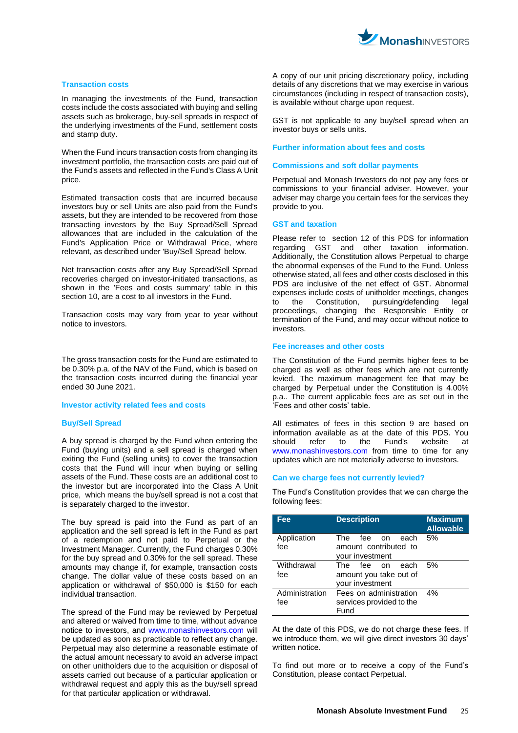### Transaction costs

In managing the investments of the Fund, transaction costs include the costs associated with buying and selling assets such as brokerage, buy-sell spreads in respect of the underlying investments of the Fund, settlement costs and stamp duty.

When the Fund incurs transaction costs from changing its investment portfolio, the transaction costs are paid out of the Fund's assets and reflected in the Fund's Class A Unit price.

Estimated transaction costs that are incurred because investors buy or sell Units are also paid from the Fund's assets, but they are intended to be recovered from those transacting investors by the Buy Spread/Sell Spread allowances that are included in the calculation of the Fund's Application Price or Withdrawal Price, where relevant, as described under 'Buy/Sell Spread' below.

Net transaction costs after any Buy Spread/Sell Spread recoveries charged on investor-initiated transactions, as shown in the 'Fees and costs summary' table in this section 10, are a cost to all investors in the Fund.

Transaction costs may vary from year to year without notice to investors.

The gross transaction costs for the Fund are estimated to be 0.30% p.a. of the NAV of the Fund, which is based on the transaction costs incurred during the financial year ended 30 June 2021.

### Investor activity related fees and costs

### Buy/Sell Spread

A buy spread is charged by the Fund when entering the Fund (buying units) and a sell spread is charged when exiting the Fund (selling units) to cover the transaction costs that the Fund will incur when buying or selling assets of the Fund. These costs are an additional cost to the investor but are incorporated into the Class A Unit price, which means the buy/sell spread is not a cost that is separately charged to the investor.

The buy spread is paid into the Fund as part of an application and the sell spread is left in the Fund as part of a redemption and not paid to Perpetual or the Investment Manager. Currently, the Fund charges 0.30% for the buy spread and 0.30% for the sell spread. These amounts may change if, for example, transaction costs change. The dollar value of these costs based on an application or withdrawal of $50,000 is $150 for each individual transaction.

The spread of the Fund may be reviewed by Perpetual and altered or waived from time to time, without advance notice to investors, and www.monashinvestors.com will be updated as soon as practicable to reflect any change. Perpetual may also determine a reasonable estimate of the actual amount necessary to avoid an adverse impact on other unitholders due to the acquisition or disposal of assets carried out because of a particular application or withdrawal request and apply this as the buy/sell spread for that particular application or withdrawal.

A copy of our unit pricing discretionary policy, including details of any discretions that we may exercise in various circumstances (including in respect of transaction costs), is available without charge upon request.

GST is not applicable to any buy/sell spread when an investor buys or sells units.

### Further information about fees and costs

### Commissions and soft dollar payments

Perpetual and Monash Investors do not pay any fees or commissions to your financial adviser. However, your adviser may charge you certain fees for the services they provide to you.

### GST and taxation

Please refer to section 12 of this PDS for information regarding GST and other taxation information. Additionally, the Constitution allows Perpetual to charge the abnormal expenses of the Fund to the Fund. Unless otherwise stated, all fees and other costs disclosed in this PDS are inclusive of the net effect of GST. Abnormal expenses include costs of unitholder meetings, changes to the Constitution, pursuing/defending legal proceedings, changing the Responsible Entity or termination of the Fund, and may occur without notice to investors.

### Fee increases and other costs

The Constitution of the Fund permits higher fees to be charged as well as other fees which are not currently levied. The maximum management fee that may be charged by Perpetual under the Constitution is 4.00% p.a.. The current applicable fees are as set out in the 'Fees and other costs' table.

All estimates of fees in this section 9 are based on information available as at the date of this PDS. You should refer to the Fund's website at www.monashinvestors.com from time to time for any updates which are not materially adverse to investors.

### Can we charge fees not currently levied?

The Fund's Constitution provides that we can charge the following fees:

| Fee | Description | Maximum Allowable |
|---|---|---|
| Application fee | The fee on each amount contributed to your investment | 5% |
| Withdrawal fee | The fee on each amount you take out of your investment | 5% |
| Administration fee | Fees on administration services provided to the Fund | 4% |

At the date of this PDS, we do not charge these fees. If we introduce them, we will give direct investors 30 days' written notice.

To find out more or to receive a copy of the Fund's Constitution, please contact Perpetual.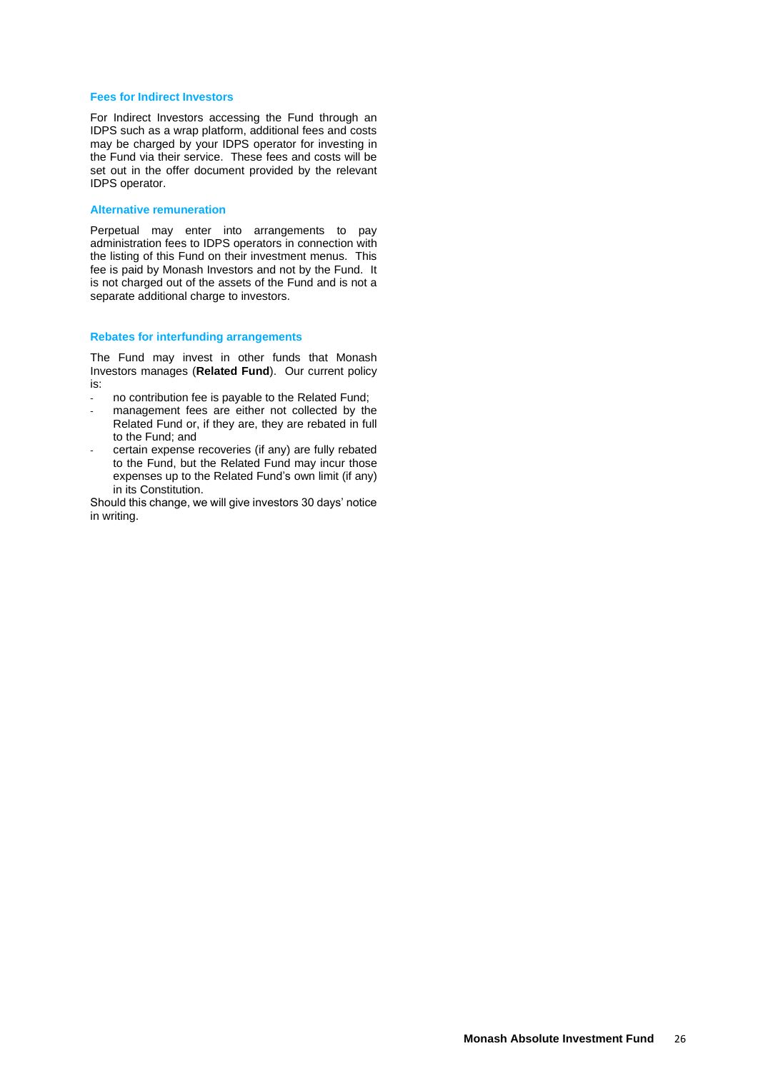### Fees for Indirect Investors

For Indirect Investors accessing the Fund through an IDPS such as a wrap platform, additional fees and costs may be charged by your IDPS operator for investing in the Fund via their service. These fees and costs will be set out in the offer document provided by the relevant IDPS operator.

### Alternative remuneration

Perpetual may enter into arrangements to pay administration fees to IDPS operators in connection with the listing of this Fund on their investment menus. This fee is paid by Monash Investors and not by the Fund. It is not charged out of the assets of the Fund and is not a separate additional charge to investors.

### Rebates for interfunding arrangements

The Fund may invest in other funds that Monash Investors manages (**Related Fund**). Our current policy is:

- no contribution fee is payable to the Related Fund;
- management fees are either not collected by the Related Fund or, if they are, they are rebated in full to the Fund; and
- certain expense recoveries (if any) are fully rebated to the Fund, but the Related Fund may incur those expenses up to the Related Fund's own limit (if any) in its Constitution.

Should this change, we will give investors 30 days' notice in writing.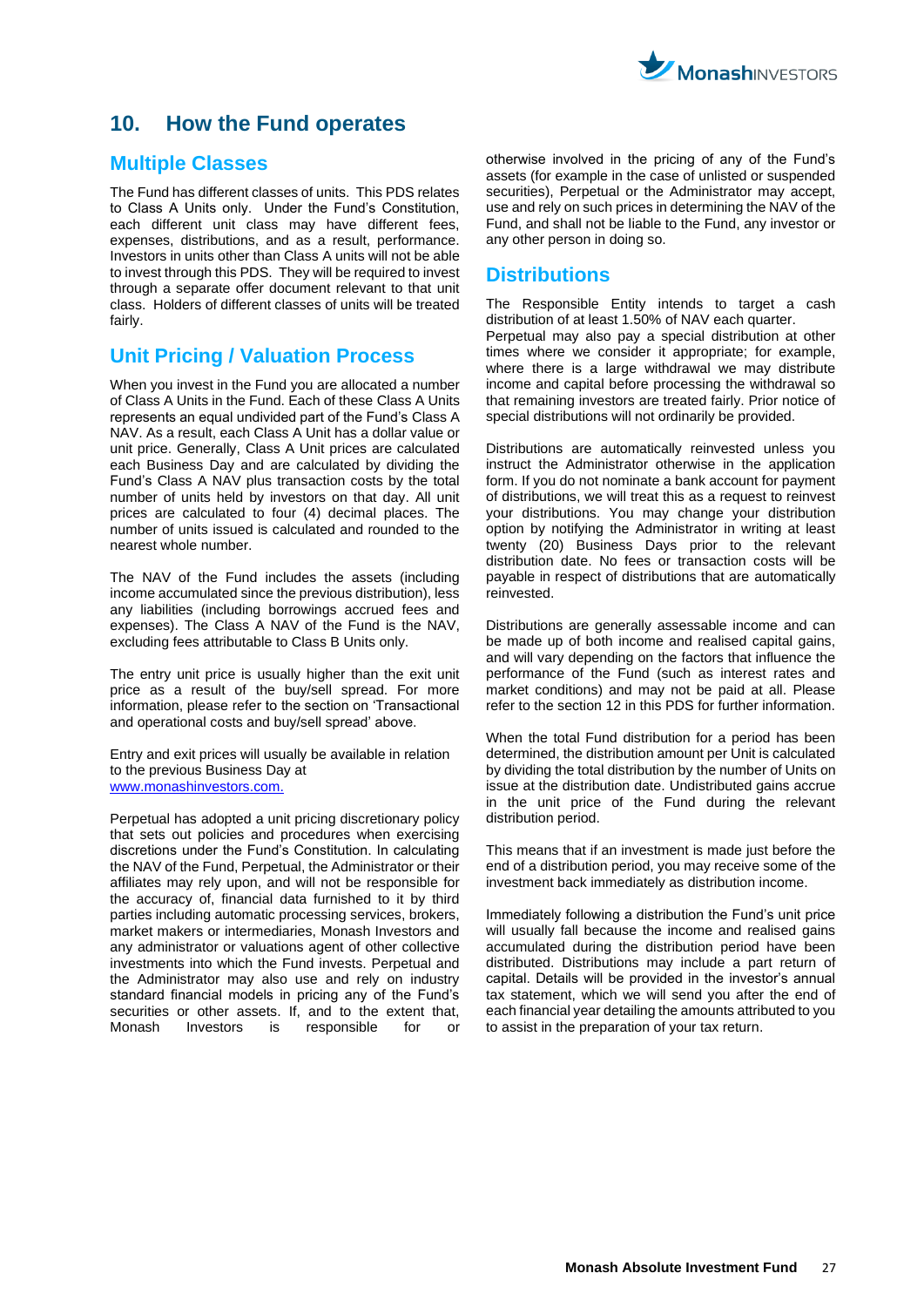## 10. How the Fund operates

### Multiple Classes

The Fund has different classes of units. This PDS relates to Class A Units only. Under the Fund's Constitution, each different unit class may have different fees, expenses, distributions, and as a result, performance. Investors in units other than Class A units will not be able to invest through this PDS. They will be required to invest through a separate offer document relevant to that unit class. Holders of different classes of units will be treated fairly.

### Unit Pricing / Valuation Process

When you invest in the Fund you are allocated a number of Class A Units in the Fund. Each of these Class A Units represents an equal undivided part of the Fund's Class A NAV. As a result, each Class A Unit has a dollar value or unit price. Generally, Class A Unit prices are calculated each Business Day and are calculated by dividing the Fund's Class A NAV plus transaction costs by the total number of units held by investors on that day. All unit prices are calculated to four (4) decimal places. The number of units issued is calculated and rounded to the nearest whole number.

The NAV of the Fund includes the assets (including income accumulated since the previous distribution), less any liabilities (including borrowings accrued fees and expenses). The Class A NAV of the Fund is the NAV, excluding fees attributable to Class B Units only.

The entry unit price is usually higher than the exit unit price as a result of the buy/sell spread. For more information, please refer to the section on 'Transactional and operational costs and buy/sell spread' above.

Entry and exit prices will usually be available in relation to the previous Business Day at www.monashinvestors.com.

Perpetual has adopted a unit pricing discretionary policy that sets out policies and procedures when exercising discretions under the Fund's Constitution. In calculating the NAV of the Fund, Perpetual, the Administrator or their affiliates may rely upon, and will not be responsible for the accuracy of, financial data furnished to it by third parties including automatic processing services, brokers, market makers or intermediaries, Monash Investors and any administrator or valuations agent of other collective investments into which the Fund invests. Perpetual and the Administrator may also use and rely on industry standard financial models in pricing any of the Fund's securities or other assets. If, and to the extent that, Monash Investors is responsible for or otherwise involved in the pricing of any of the Fund's assets (for example in the case of unlisted or suspended securities), Perpetual or the Administrator may accept, use and rely on such prices in determining the NAV of the Fund, and shall not be liable to the Fund, any investor or any other person in doing so.

### Distributions

The Responsible Entity intends to target a cash distribution of at least 1.50% of NAV each quarter. Perpetual may also pay a special distribution at other times where we consider it appropriate; for example, where there is a large withdrawal we may distribute income and capital before processing the withdrawal so that remaining investors are treated fairly. Prior notice of special distributions will not ordinarily be provided.

Distributions are automatically reinvested unless you instruct the Administrator otherwise in the application form. If you do not nominate a bank account for payment of distributions, we will treat this as a request to reinvest your distributions. You may change your distribution option by notifying the Administrator in writing at least twenty (20) Business Days prior to the relevant distribution date. No fees or transaction costs will be payable in respect of distributions that are automatically reinvested.

Distributions are generally assessable income and can be made up of both income and realised capital gains, and will vary depending on the factors that influence the performance of the Fund (such as interest rates and market conditions) and may not be paid at all. Please refer to the section 12 in this PDS for further information.

When the total Fund distribution for a period has been determined, the distribution amount per Unit is calculated by dividing the total distribution by the number of Units on issue at the distribution date. Undistributed gains accrue in the unit price of the Fund during the relevant distribution period.

This means that if an investment is made just before the end of a distribution period, you may receive some of the investment back immediately as distribution income.

Immediately following a distribution the Fund's unit price will usually fall because the income and realised gains accumulated during the distribution period have been distributed. Distributions may include a part return of capital. Details will be provided in the investor's annual tax statement, which we will send you after the end of each financial year detailing the amounts attributed to you to assist in the preparation of your tax return.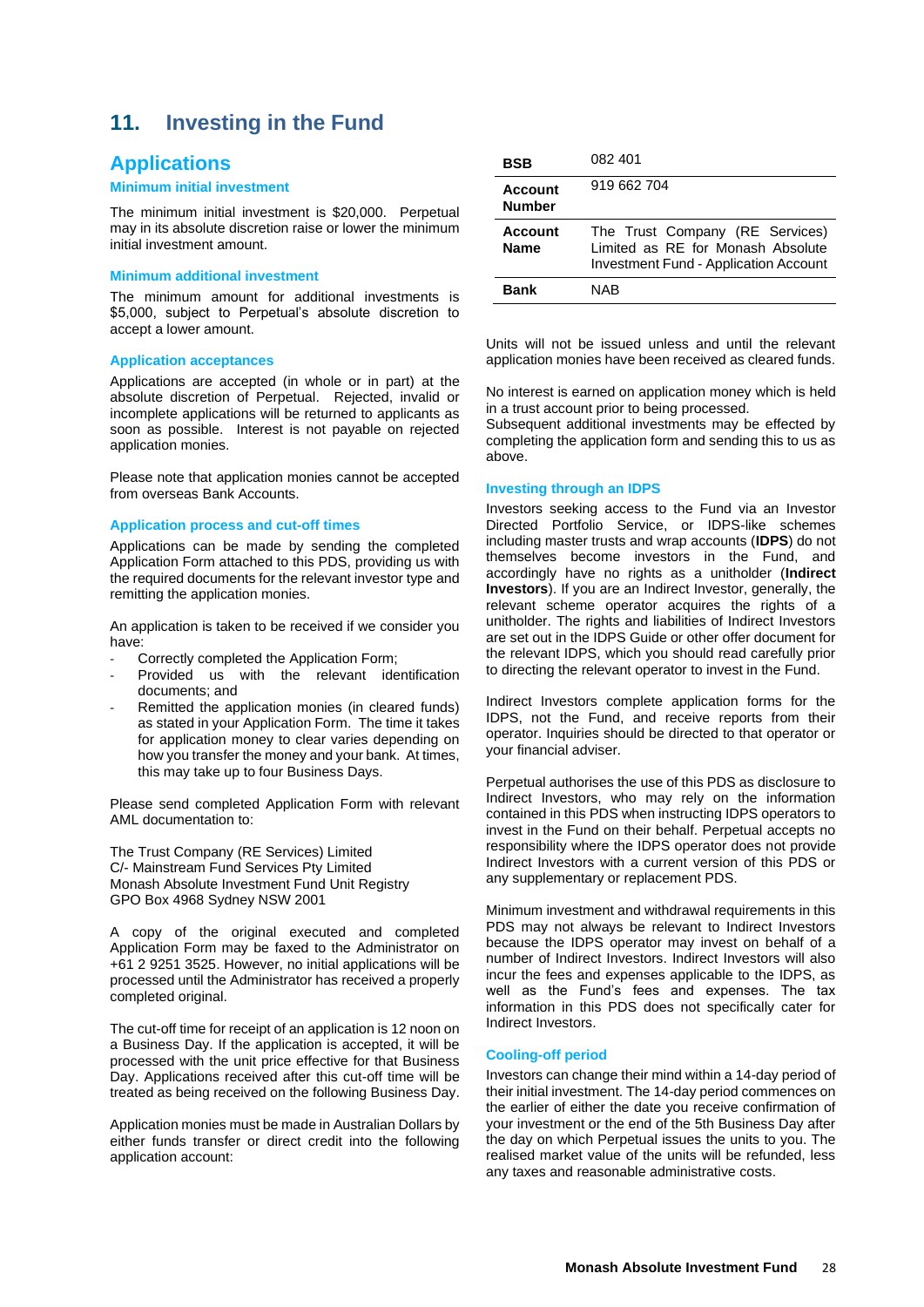# 11. Investing in the Fund

## Applications

### Minimum initial investment

The minimum initial investment is $20,000. Perpetual may in its absolute discretion raise or lower the minimum initial investment amount.

### Minimum additional investment

The minimum amount for additional investments is $5,000, subject to Perpetual's absolute discretion to accept a lower amount.

### Application acceptances

Applications are accepted (in whole or in part) at the absolute discretion of Perpetual. Rejected, invalid or incomplete applications will be returned to applicants as soon as possible. Interest is not payable on rejected application monies.

Please note that application monies cannot be accepted from overseas Bank Accounts.

### Application process and cut-off times

Applications can be made by sending the completed Application Form attached to this PDS, providing us with the required documents for the relevant investor type and remitting the application monies.

An application is taken to be received if we consider you have:

- Correctly completed the Application Form;
- Provided us with the relevant identification documents; and
- Remitted the application monies (in cleared funds) as stated in your Application Form. The time it takes for application money to clear varies depending on how you transfer the money and your bank. At times, this may take up to four Business Days.

Please send completed Application Form with relevant AML documentation to:

The Trust Company (RE Services) Limited
C/- Mainstream Fund Services Pty Limited
Monash Absolute Investment Fund Unit Registry
GPO Box 4968 Sydney NSW 2001

A copy of the original executed and completed Application Form may be faxed to the Administrator on +61 2 9251 3525. However, no initial applications will be processed until the Administrator has received a properly completed original.

The cut-off time for receipt of an application is 12 noon on a Business Day. If the application is accepted, it will be processed with the unit price effective for that Business Day. Applications received after this cut-off time will be treated as being received on the following Business Day.

Application monies must be made in Australian Dollars by either funds transfer or direct credit into the following application account:

| | |
|---|---|
| **BSB** | 082 401 |
| **Account Number** | 919 662 704 |
| **Account Name** | The Trust Company (RE Services) Limited as RE for Monash Absolute Investment Fund - Application Account |
| **Bank** | NAB |

Units will not be issued unless and until the relevant application monies have been received as cleared funds.

No interest is earned on application money which is held in a trust account prior to being processed.
Subsequent additional investments may be effected by completing the application form and sending this to us as above.

### Investing through an IDPS

Investors seeking access to the Fund via an Investor Directed Portfolio Service, or IDPS-like schemes including master trusts and wrap accounts (**IDPS**) do not themselves become investors in the Fund, and accordingly have no rights as a unitholder (**Indirect Investors**). If you are an Indirect Investor, generally, the relevant scheme operator acquires the rights of a unitholder. The rights and liabilities of Indirect Investors are set out in the IDPS Guide or other offer document for the relevant IDPS, which you should read carefully prior to directing the relevant operator to invest in the Fund.

Indirect Investors complete application forms for the IDPS, not the Fund, and receive reports from their operator. Inquiries should be directed to that operator or your financial adviser.

Perpetual authorises the use of this PDS as disclosure to Indirect Investors, who may rely on the information contained in this PDS when instructing IDPS operators to invest in the Fund on their behalf. Perpetual accepts no responsibility where the IDPS operator does not provide Indirect Investors with a current version of this PDS or any supplementary or replacement PDS.

Minimum investment and withdrawal requirements in this PDS may not always be relevant to Indirect Investors because the IDPS operator may invest on behalf of a number of Indirect Investors. Indirect Investors will also incur the fees and expenses applicable to the IDPS, as well as the Fund's fees and expenses. The tax information in this PDS does not specifically cater for Indirect Investors.

### Cooling-off period

Investors can change their mind within a 14-day period of their initial investment. The 14-day period commences on the earlier of either the date you receive confirmation of your investment or the end of the 5th Business Day after the day on which Perpetual issues the units to you. The realised market value of the units will be refunded, less any taxes and reasonable administrative costs.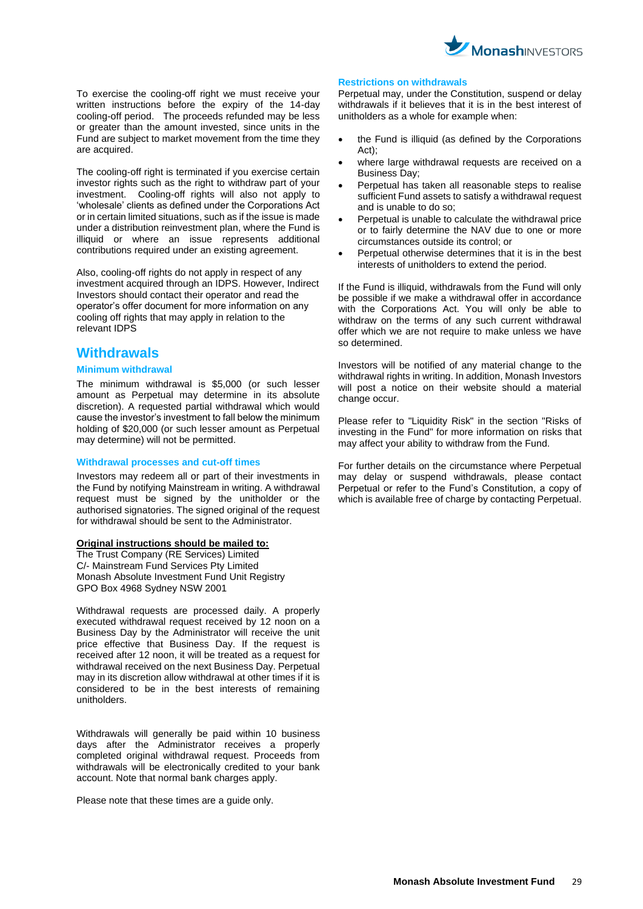To exercise the cooling-off right we must receive your written instructions before the expiry of the 14-day cooling-off period. The proceeds refunded may be less or greater than the amount invested, since units in the Fund are subject to market movement from the time they are acquired.

The cooling-off right is terminated if you exercise certain investor rights such as the right to withdraw part of your investment. Cooling-off rights will also not apply to 'wholesale' clients as defined under the Corporations Act or in certain limited situations, such as if the issue is made under a distribution reinvestment plan, where the Fund is illiquid or where an issue represents additional contributions required under an existing agreement.

Also, cooling-off rights do not apply in respect of any investment acquired through an IDPS. However, Indirect Investors should contact their operator and read the operator's offer document for more information on any cooling off rights that may apply in relation to the relevant IDPS

## Withdrawals

### Minimum withdrawal

The minimum withdrawal is $5,000 (or such lesser amount as Perpetual may determine in its absolute discretion). A requested partial withdrawal which would cause the investor's investment to fall below the minimum holding of $20,000 (or such lesser amount as Perpetual may determine) will not be permitted.

### Withdrawal processes and cut-off times

Investors may redeem all or part of their investments in the Fund by notifying Mainstream in writing. A withdrawal request must be signed by the unitholder or the authorised signatories. The signed original of the request for withdrawal should be sent to the Administrator.

**Original instructions should be mailed to:**
The Trust Company (RE Services) Limited
C/- Mainstream Fund Services Pty Limited
Monash Absolute Investment Fund Unit Registry
GPO Box 4968 Sydney NSW 2001

Withdrawal requests are processed daily. A properly executed withdrawal request received by 12 noon on a Business Day by the Administrator will receive the unit price effective that Business Day. If the request is received after 12 noon, it will be treated as a request for withdrawal received on the next Business Day. Perpetual may in its discretion allow withdrawal at other times if it is considered to be in the best interests of remaining unitholders.

Withdrawals will generally be paid within 10 business days after the Administrator receives a properly completed original withdrawal request. Proceeds from withdrawals will be electronically credited to your bank account. Note that normal bank charges apply.

Please note that these times are a guide only.

### Restrictions on withdrawals

Perpetual may, under the Constitution, suspend or delay withdrawals if it believes that it is in the best interest of unitholders as a whole for example when:

- the Fund is illiquid (as defined by the Corporations Act);
- where large withdrawal requests are received on a Business Day;
- Perpetual has taken all reasonable steps to realise sufficient Fund assets to satisfy a withdrawal request and is unable to do so;
- Perpetual is unable to calculate the withdrawal price or to fairly determine the NAV due to one or more circumstances outside its control; or
- Perpetual otherwise determines that it is in the best interests of unitholders to extend the period.

If the Fund is illiquid, withdrawals from the Fund will only be possible if we make a withdrawal offer in accordance with the Corporations Act. You will only be able to withdraw on the terms of any such current withdrawal offer which we are not require to make unless we have so determined.

Investors will be notified of any material change to the withdrawal rights in writing. In addition, Monash Investors will post a notice on their website should a material change occur.

Please refer to "Liquidity Risk" in the section "Risks of investing in the Fund" for more information on risks that may affect your ability to withdraw from the Fund.

For further details on the circumstance where Perpetual may delay or suspend withdrawals, please contact Perpetual or refer to the Fund's Constitution, a copy of which is available free of charge by contacting Perpetual.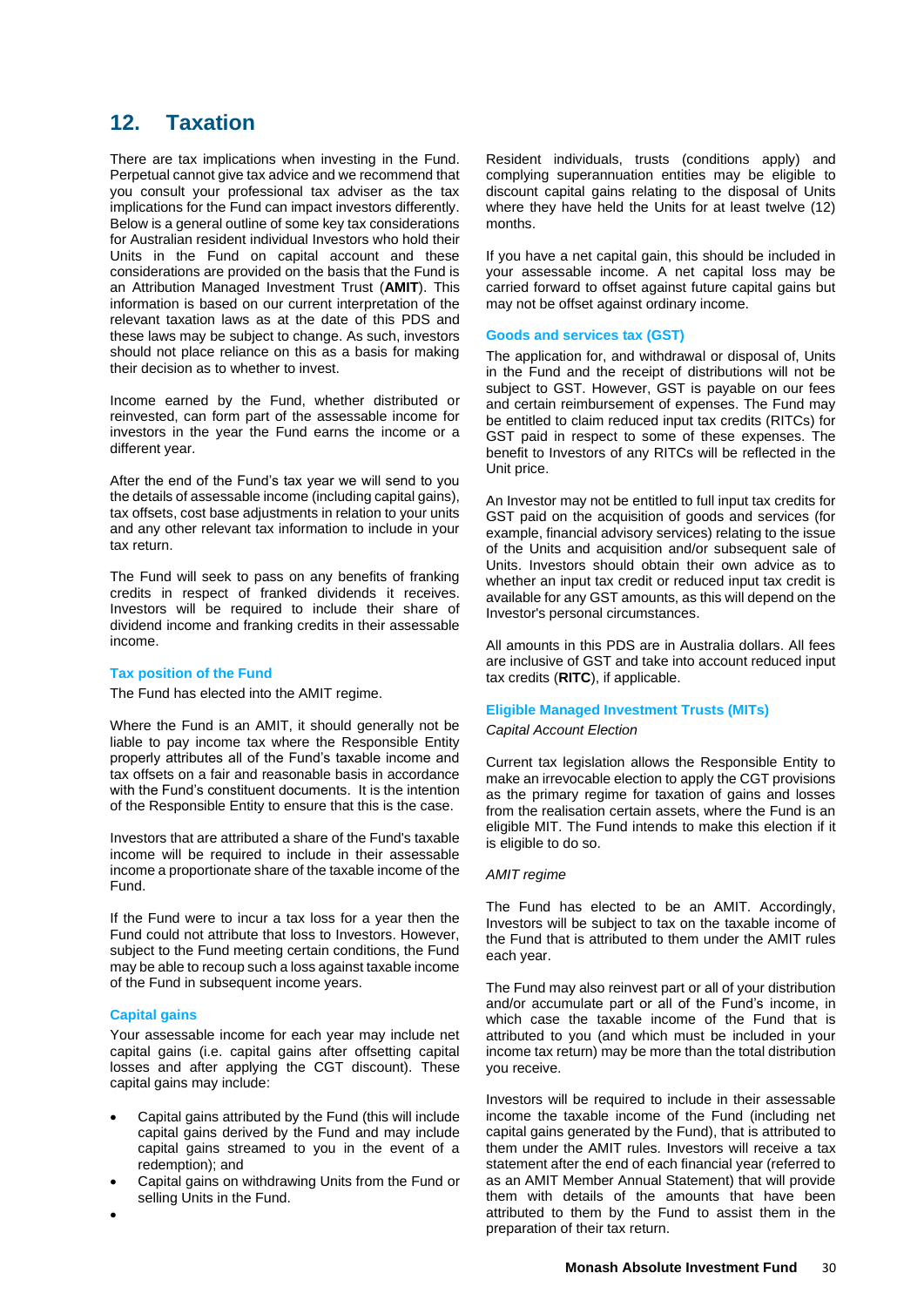## 12. Taxation

There are tax implications when investing in the Fund. Perpetual cannot give tax advice and we recommend that you consult your professional tax adviser as the tax implications for the Fund can impact investors differently. Below is a general outline of some key tax considerations for Australian resident individual Investors who hold their Units in the Fund on capital account and these considerations are provided on the basis that the Fund is an Attribution Managed Investment Trust (**AMIT**). This information is based on our current interpretation of the relevant taxation laws as at the date of this PDS and these laws may be subject to change. As such, investors should not place reliance on this as a basis for making their decision as to whether to invest.

Income earned by the Fund, whether distributed or reinvested, can form part of the assessable income for investors in the year the Fund earns the income or a different year.

After the end of the Fund's tax year we will send to you the details of assessable income (including capital gains), tax offsets, cost base adjustments in relation to your units and any other relevant tax information to include in your tax return.

The Fund will seek to pass on any benefits of franking credits in respect of franked dividends it receives. Investors will be required to include their share of dividend income and franking credits in their assessable income.

### Tax position of the Fund

The Fund has elected into the AMIT regime.

Where the Fund is an AMIT, it should generally not be liable to pay income tax where the Responsible Entity properly attributes all of the Fund's taxable income and tax offsets on a fair and reasonable basis in accordance with the Fund's constituent documents. It is the intention of the Responsible Entity to ensure that this is the case.

Investors that are attributed a share of the Fund's taxable income will be required to include in their assessable income a proportionate share of the taxable income of the Fund.

If the Fund were to incur a tax loss for a year then the Fund could not attribute that loss to Investors. However, subject to the Fund meeting certain conditions, the Fund may be able to recoup such a loss against taxable income of the Fund in subsequent income years.

### Capital gains

Your assessable income for each year may include net capital gains (i.e. capital gains after offsetting capital losses and after applying the CGT discount). These capital gains may include:

- Capital gains attributed by the Fund (this will include capital gains derived by the Fund and may include capital gains streamed to you in the event of a redemption); and
- Capital gains on withdrawing Units from the Fund or selling Units in the Fund.

Resident individuals, trusts (conditions apply) and complying superannuation entities may be eligible to discount capital gains relating to the disposal of Units where they have held the Units for at least twelve (12) months.

If you have a net capital gain, this should be included in your assessable income. A net capital loss may be carried forward to offset against future capital gains but may not be offset against ordinary income.

### Goods and services tax (GST)

The application for, and withdrawal or disposal of, Units in the Fund and the receipt of distributions will not be subject to GST. However, GST is payable on our fees and certain reimbursement of expenses. The Fund may be entitled to claim reduced input tax credits (RITCs) for GST paid in respect to some of these expenses. The benefit to Investors of any RITCs will be reflected in the Unit price.

An Investor may not be entitled to full input tax credits for GST paid on the acquisition of goods and services (for example, financial advisory services) relating to the issue of the Units and acquisition and/or subsequent sale of Units. Investors should obtain their own advice as to whether an input tax credit or reduced input tax credit is available for any GST amounts, as this will depend on the Investor's personal circumstances.

All amounts in this PDS are in Australia dollars. All fees are inclusive of GST and take into account reduced input tax credits (**RITC**), if applicable.

### Eligible Managed Investment Trusts (MITs)

*Capital Account Election*

Current tax legislation allows the Responsible Entity to make an irrevocable election to apply the CGT provisions as the primary regime for taxation of gains and losses from the realisation certain assets, where the Fund is an eligible MIT. The Fund intends to make this election if it is eligible to do so.

*AMIT regime*

The Fund has elected to be an AMIT. Accordingly, Investors will be subject to tax on the taxable income of the Fund that is attributed to them under the AMIT rules each year.

The Fund may also reinvest part or all of your distribution and/or accumulate part or all of the Fund's income, in which case the taxable income of the Fund that is attributed to you (and which must be included in your income tax return) may be more than the total distribution you receive.

Investors will be required to include in their assessable income the taxable income of the Fund (including net capital gains generated by the Fund), that is attributed to them under the AMIT rules. Investors will receive a tax statement after the end of each financial year (referred to as an AMIT Member Annual Statement) that will provide them with details of the amounts that have been attributed to them by the Fund to assist them in the preparation of their tax return.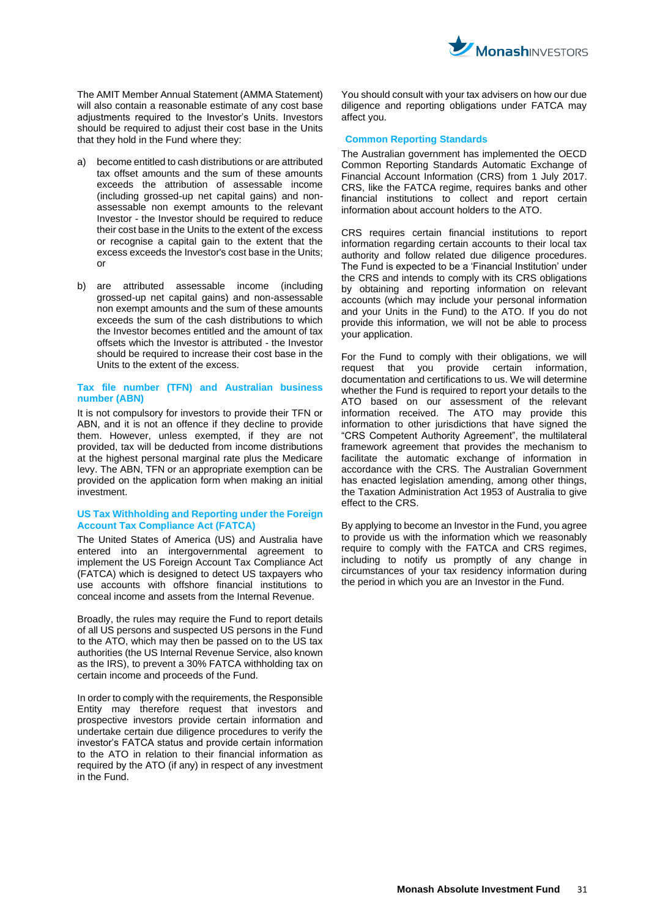The AMIT Member Annual Statement (AMMA Statement) will also contain a reasonable estimate of any cost base adjustments required to the Investor's Units. Investors should be required to adjust their cost base in the Units that they hold in the Fund where they:

a) become entitled to cash distributions or are attributed tax offset amounts and the sum of these amounts exceeds the attribution of assessable income (including grossed-up net capital gains) and non-assessable non exempt amounts to the relevant Investor - the Investor should be required to reduce their cost base in the Units to the extent of the excess or recognise a capital gain to the extent that the excess exceeds the Investor's cost base in the Units; or

b) are attributed assessable income (including grossed-up net capital gains) and non-assessable non exempt amounts and the sum of these amounts exceeds the sum of the cash distributions to which the Investor becomes entitled and the amount of tax offsets which the Investor is attributed - the Investor should be required to increase their cost base in the Units to the extent of the excess.

### Tax file number (TFN) and Australian business number (ABN)

It is not compulsory for investors to provide their TFN or ABN, and it is not an offence if they decline to provide them. However, unless exempted, if they are not provided, tax will be deducted from income distributions at the highest personal marginal rate plus the Medicare levy. The ABN, TFN or an appropriate exemption can be provided on the application form when making an initial investment.

### US Tax Withholding and Reporting under the Foreign Account Tax Compliance Act (FATCA)

The United States of America (US) and Australia have entered into an intergovernmental agreement to implement the US Foreign Account Tax Compliance Act (FATCA) which is designed to detect US taxpayers who use accounts with offshore financial institutions to conceal income and assets from the Internal Revenue.

Broadly, the rules may require the Fund to report details of all US persons and suspected US persons in the Fund to the ATO, which may then be passed on to the US tax authorities (the US Internal Revenue Service, also known as the IRS), to prevent a 30% FATCA withholding tax on certain income and proceeds of the Fund.

In order to comply with the requirements, the Responsible Entity may therefore request that investors and prospective investors provide certain information and undertake certain due diligence procedures to verify the investor's FATCA status and provide certain information to the ATO in relation to their financial information as required by the ATO (if any) in respect of any investment in the Fund.

You should consult with your tax advisers on how our due diligence and reporting obligations under FATCA may affect you.

### Common Reporting Standards

The Australian government has implemented the OECD Common Reporting Standards Automatic Exchange of Financial Account Information (CRS) from 1 July 2017. CRS, like the FATCA regime, requires banks and other financial institutions to collect and report certain information about account holders to the ATO.

CRS requires certain financial institutions to report information regarding certain accounts to their local tax authority and follow related due diligence procedures. The Fund is expected to be a 'Financial Institution' under the CRS and intends to comply with its CRS obligations by obtaining and reporting information on relevant accounts (which may include your personal information and your Units in the Fund) to the ATO. If you do not provide this information, we will not be able to process your application.

For the Fund to comply with their obligations, we will request that you provide certain information, documentation and certifications to us. We will determine whether the Fund is required to report your details to the ATO based on our assessment of the relevant information received. The ATO may provide this information to other jurisdictions that have signed the "CRS Competent Authority Agreement", the multilateral framework agreement that provides the mechanism to facilitate the automatic exchange of information in accordance with the CRS. The Australian Government has enacted legislation amending, among other things, the Taxation Administration Act 1953 of Australia to give effect to the CRS.

By applying to become an Investor in the Fund, you agree to provide us with the information which we reasonably require to comply with the FATCA and CRS regimes, including to notify us promptly of any change in circumstances of your tax residency information during the period in which you are an Investor in the Fund.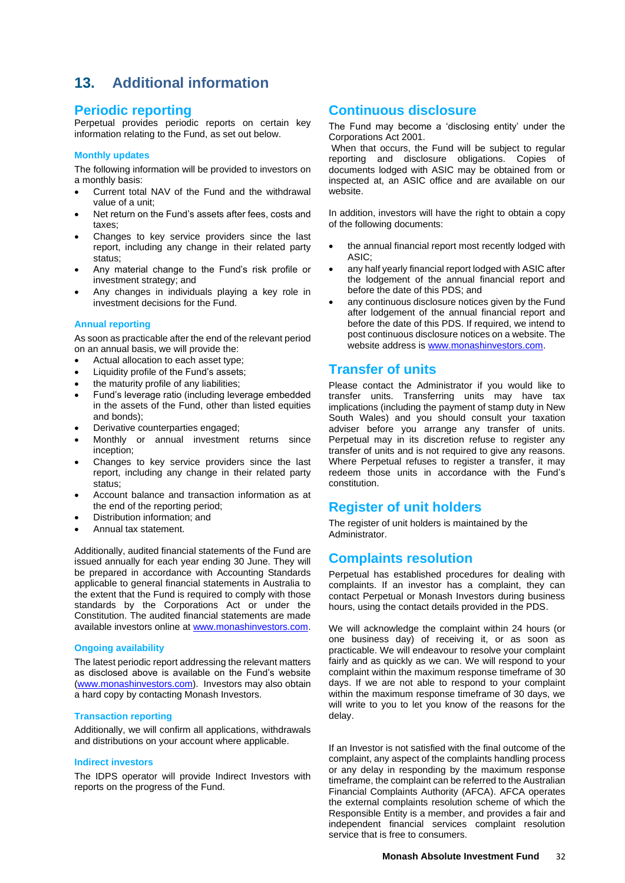# 13. Additional information

## Periodic reporting

Perpetual provides periodic reports on certain key information relating to the Fund, as set out below.

### Monthly updates

The following information will be provided to investors on a monthly basis:

- Current total NAV of the Fund and the withdrawal value of a unit;
- Net return on the Fund's assets after fees, costs and taxes;
- Changes to key service providers since the last report, including any change in their related party status;
- Any material change to the Fund's risk profile or investment strategy; and
- Any changes in individuals playing a key role in investment decisions for the Fund.

### Annual reporting

As soon as practicable after the end of the relevant period on an annual basis, we will provide the:

- Actual allocation to each asset type;
- Liquidity profile of the Fund's assets;
- the maturity profile of any liabilities;
- Fund's leverage ratio (including leverage embedded in the assets of the Fund, other than listed equities and bonds);
- Derivative counterparties engaged;
- Monthly or annual investment returns since inception;
- Changes to key service providers since the last report, including any change in their related party status;
- Account balance and transaction information as at the end of the reporting period;
- Distribution information; and
- Annual tax statement.

Additionally, audited financial statements of the Fund are issued annually for each year ending 30 June. They will be prepared in accordance with Accounting Standards applicable to general financial statements in Australia to the extent that the Fund is required to comply with those standards by the Corporations Act or under the Constitution. The audited financial statements are made available investors online at www.monashinvestors.com.

### Ongoing availability

The latest periodic report addressing the relevant matters as disclosed above is available on the Fund's website (www.monashinvestors.com). Investors may also obtain a hard copy by contacting Monash Investors.

### Transaction reporting

Additionally, we will confirm all applications, withdrawals and distributions on your account where applicable.

### Indirect investors

The IDPS operator will provide Indirect Investors with reports on the progress of the Fund.

## Continuous disclosure

The Fund may become a 'disclosing entity' under the Corporations Act 2001.

When that occurs, the Fund will be subject to regular reporting and disclosure obligations. Copies of documents lodged with ASIC may be obtained from or inspected at, an ASIC office and are available on our website.

In addition, investors will have the right to obtain a copy of the following documents:

- the annual financial report most recently lodged with ASIC;
- any half yearly financial report lodged with ASIC after the lodgement of the annual financial report and before the date of this PDS; and
- any continuous disclosure notices given by the Fund after lodgement of the annual financial report and before the date of this PDS. If required, we intend to post continuous disclosure notices on a website. The website address is www.monashinvestors.com.

## Transfer of units

Please contact the Administrator if you would like to transfer units. Transferring units may have tax implications (including the payment of stamp duty in New South Wales) and you should consult your taxation adviser before you arrange any transfer of units. Perpetual may in its discretion refuse to register any transfer of units and is not required to give any reasons. Where Perpetual refuses to register a transfer, it may redeem those units in accordance with the Fund's constitution.

## Register of unit holders

The register of unit holders is maintained by the Administrator.

## Complaints resolution

Perpetual has established procedures for dealing with complaints. If an investor has a complaint, they can contact Perpetual or Monash Investors during business hours, using the contact details provided in the PDS.

We will acknowledge the complaint within 24 hours (or one business day) of receiving it, or as soon as practicable. We will endeavour to resolve your complaint fairly and as quickly as we can. We will respond to your complaint within the maximum response timeframe of 30 days. If we are not able to respond to your complaint within the maximum response timeframe of 30 days, we will write to you to let you know of the reasons for the delay.

If an Investor is not satisfied with the final outcome of the complaint, any aspect of the complaints handling process or any delay in responding by the maximum response timeframe, the complaint can be referred to the Australian Financial Complaints Authority (AFCA). AFCA operates the external complaints resolution scheme of which the Responsible Entity is a member, and provides a fair and independent financial services complaint resolution service that is free to consumers.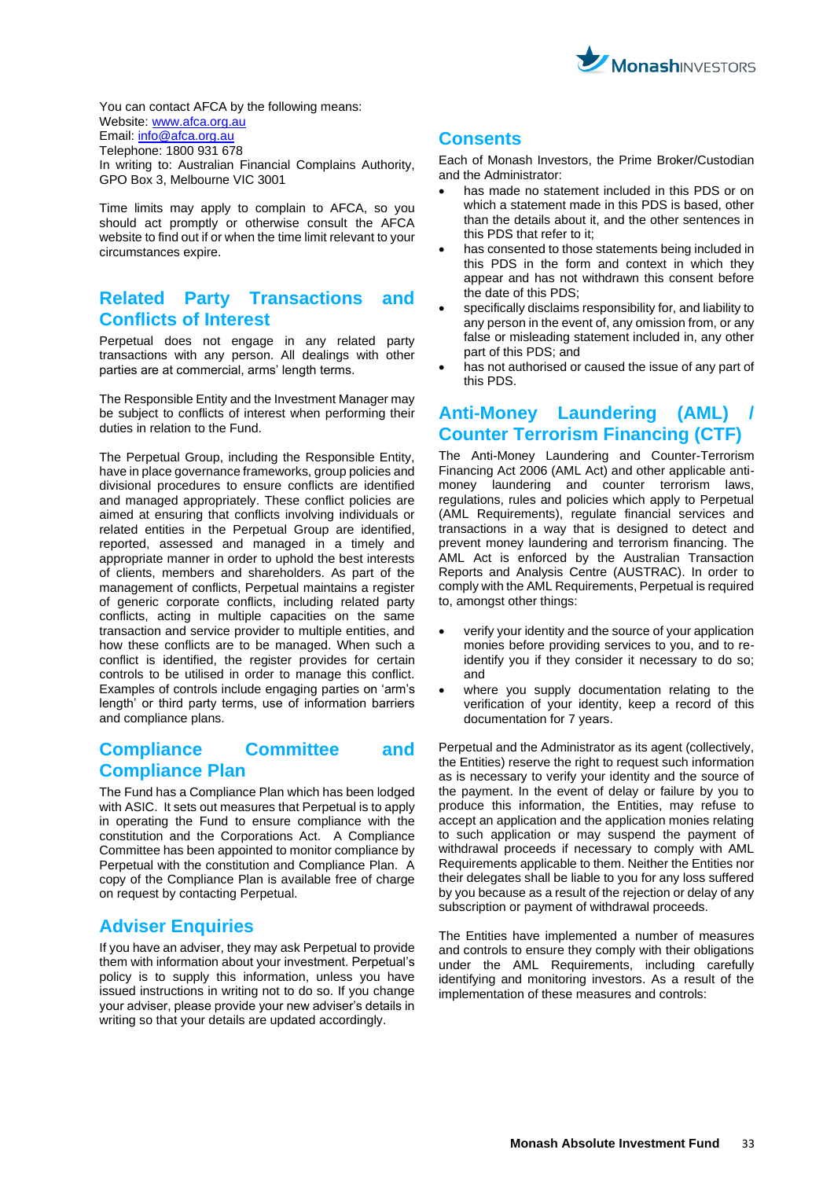You can contact AFCA by the following means:
Website: www.afca.org.au
Email: info@afca.org.au
Telephone: 1800 931 678
In writing to: Australian Financial Complains Authority, GPO Box 3, Melbourne VIC 3001

Time limits may apply to complain to AFCA, so you should act promptly or otherwise consult the AFCA website to find out if or when the time limit relevant to your circumstances expire.

## Related Party Transactions and Conflicts of Interest

Perpetual does not engage in any related party transactions with any person. All dealings with other parties are at commercial, arms' length terms.

The Responsible Entity and the Investment Manager may be subject to conflicts of interest when performing their duties in relation to the Fund.

The Perpetual Group, including the Responsible Entity, have in place governance frameworks, group policies and divisional procedures to ensure conflicts are identified and managed appropriately. These conflict policies are aimed at ensuring that conflicts involving individuals or related entities in the Perpetual Group are identified, reported, assessed and managed in a timely and appropriate manner in order to uphold the best interests of clients, members and shareholders. As part of the management of conflicts, Perpetual maintains a register of generic corporate conflicts, including related party conflicts, acting in multiple capacities on the same transaction and service provider to multiple entities, and how these conflicts are to be managed. When such a conflict is identified, the register provides for certain controls to be utilised in order to manage this conflict. Examples of controls include engaging parties on 'arm's length' or third party terms, use of information barriers and compliance plans.

## Compliance Committee and Compliance Plan

The Fund has a Compliance Plan which has been lodged with ASIC. It sets out measures that Perpetual is to apply in operating the Fund to ensure compliance with the constitution and the Corporations Act. A Compliance Committee has been appointed to monitor compliance by Perpetual with the constitution and Compliance Plan. A copy of the Compliance Plan is available free of charge on request by contacting Perpetual.

## Adviser Enquiries

If you have an adviser, they may ask Perpetual to provide them with information about your investment. Perpetual's policy is to supply this information, unless you have issued instructions in writing not to do so. If you change your adviser, please provide your new adviser's details in writing so that your details are updated accordingly.

## Consents

Each of Monash Investors, the Prime Broker/Custodian and the Administrator:

- has made no statement included in this PDS or on which a statement made in this PDS is based, other than the details about it, and the other sentences in this PDS that refer to it;
- has consented to those statements being included in this PDS in the form and context in which they appear and has not withdrawn this consent before the date of this PDS;
- specifically disclaims responsibility for, and liability to any person in the event of, any omission from, or any false or misleading statement included in, any other part of this PDS; and
- has not authorised or caused the issue of any part of this PDS.

## Anti-Money Laundering (AML) / Counter Terrorism Financing (CTF)

The Anti-Money Laundering and Counter-Terrorism Financing Act 2006 (AML Act) and other applicable anti-money laundering and counter terrorism laws, regulations, rules and policies which apply to Perpetual (AML Requirements), regulate financial services and transactions in a way that is designed to detect and prevent money laundering and terrorism financing. The AML Act is enforced by the Australian Transaction Reports and Analysis Centre (AUSTRAC). In order to comply with the AML Requirements, Perpetual is required to, amongst other things:

- verify your identity and the source of your application monies before providing services to you, and to re-identify you if they consider it necessary to do so; and
- where you supply documentation relating to the verification of your identity, keep a record of this documentation for 7 years.

Perpetual and the Administrator as its agent (collectively, the Entities) reserve the right to request such information as is necessary to verify your identity and the source of the payment. In the event of delay or failure by you to produce this information, the Entities, may refuse to accept an application and the application monies relating to such application or may suspend the payment of withdrawal proceeds if necessary to comply with AML Requirements applicable to them. Neither the Entities nor their delegates shall be liable to you for any loss suffered by you because as a result of the rejection or delay of any subscription or payment of withdrawal proceeds.

The Entities have implemented a number of measures and controls to ensure they comply with their obligations under the AML Requirements, including carefully identifying and monitoring investors. As a result of the implementation of these measures and controls: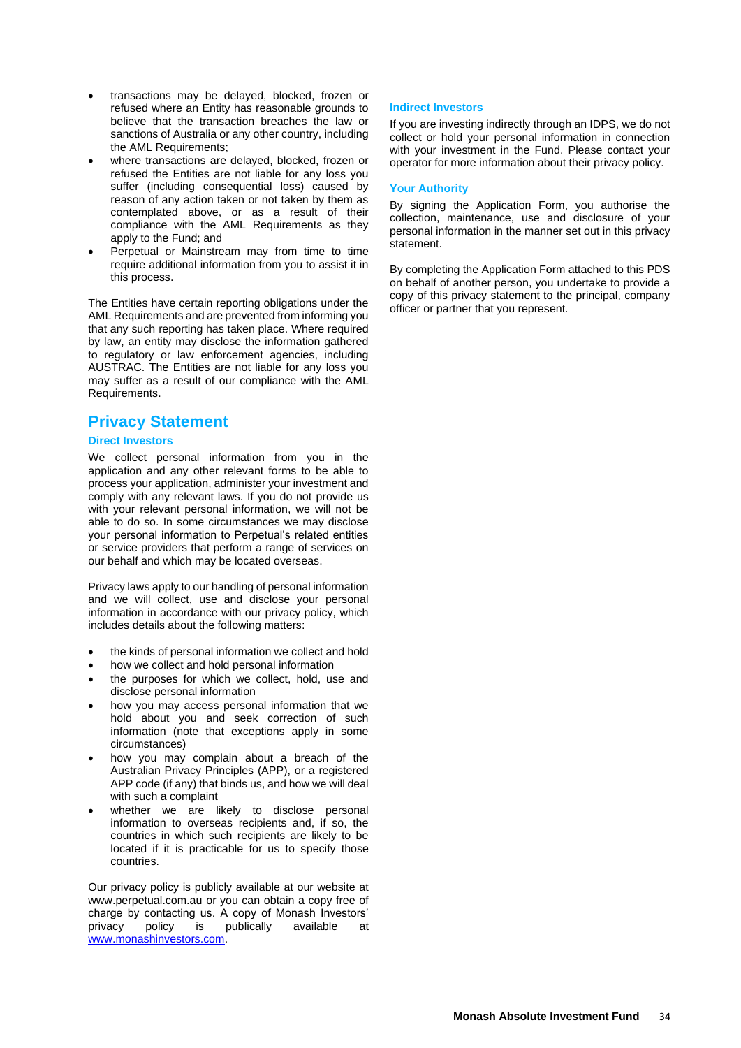- transactions may be delayed, blocked, frozen or refused where an Entity has reasonable grounds to believe that the transaction breaches the law or sanctions of Australia or any other country, including the AML Requirements;
- where transactions are delayed, blocked, frozen or refused the Entities are not liable for any loss you suffer (including consequential loss) caused by reason of any action taken or not taken by them as contemplated above, or as a result of their compliance with the AML Requirements as they apply to the Fund; and
- Perpetual or Mainstream may from time to time require additional information from you to assist it in this process.

The Entities have certain reporting obligations under the AML Requirements and are prevented from informing you that any such reporting has taken place. Where required by law, an entity may disclose the information gathered to regulatory or law enforcement agencies, including AUSTRAC. The Entities are not liable for any loss you may suffer as a result of our compliance with the AML Requirements.

## Privacy Statement

### Direct Investors

We collect personal information from you in the application and any other relevant forms to be able to process your application, administer your investment and comply with any relevant laws. If you do not provide us with your relevant personal information, we will not be able to do so. In some circumstances we may disclose your personal information to Perpetual's related entities or service providers that perform a range of services on our behalf and which may be located overseas.

Privacy laws apply to our handling of personal information and we will collect, use and disclose your personal information in accordance with our privacy policy, which includes details about the following matters:

- the kinds of personal information we collect and hold
- how we collect and hold personal information
- the purposes for which we collect, hold, use and disclose personal information
- how you may access personal information that we hold about you and seek correction of such information (note that exceptions apply in some circumstances)
- how you may complain about a breach of the Australian Privacy Principles (APP), or a registered APP code (if any) that binds us, and how we will deal with such a complaint
- whether we are likely to disclose personal information to overseas recipients and, if so, the countries in which such recipients are likely to be located if it is practicable for us to specify those countries.

Our privacy policy is publicly available at our website at www.perpetual.com.au or you can obtain a copy free of charge by contacting us. A copy of Monash Investors' privacy policy is publically available at www.monashinvestors.com.

### Indirect Investors

If you are investing indirectly through an IDPS, we do not collect or hold your personal information in connection with your investment in the Fund. Please contact your operator for more information about their privacy policy.

### Your Authority

By signing the Application Form, you authorise the collection, maintenance, use and disclosure of your personal information in the manner set out in this privacy statement.

By completing the Application Form attached to this PDS on behalf of another person, you undertake to provide a copy of this privacy statement to the principal, company officer or partner that you represent.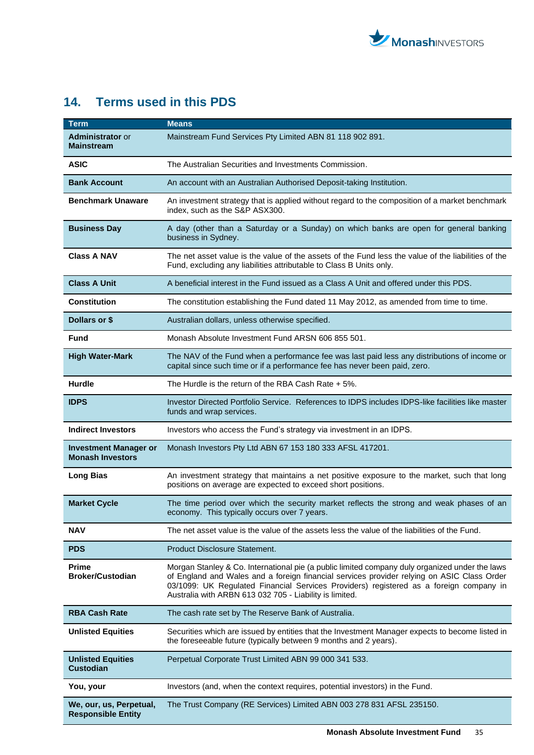## 14. Terms used in this PDS

| Term | Means |
|---|---|
| **Administrator** or **Mainstream** | Mainstream Fund Services Pty Limited ABN 81 118 902 891. |
| **ASIC** | The Australian Securities and Investments Commission. |
| **Bank Account** | An account with an Australian Authorised Deposit-taking Institution. |
| **Benchmark Unaware** | An investment strategy that is applied without regard to the composition of a market benchmark index, such as the S&P ASX300. |
| **Business Day** | A day (other than a Saturday or a Sunday) on which banks are open for general banking business in Sydney. |
| **Class A NAV** | The net asset value is the value of the assets of the Fund less the value of the liabilities of the Fund, excluding any liabilities attributable to Class B Units only. |
| **Class A Unit** | A beneficial interest in the Fund issued as a Class A Unit and offered under this PDS. |
| **Constitution** | The constitution establishing the Fund dated 11 May 2012, as amended from time to time. |
| **Dollars or $** | Australian dollars, unless otherwise specified. |
| **Fund** | Monash Absolute Investment Fund ARSN 606 855 501. |
| **High Water-Mark** | The NAV of the Fund when a performance fee was last paid less any distributions of income or capital since such time or if a performance fee has never been paid, zero. |
| **Hurdle** | The Hurdle is the return of the RBA Cash Rate + 5%. |
| **IDPS** | Investor Directed Portfolio Service. References to IDPS includes IDPS-like facilities like master funds and wrap services. |
| **Indirect Investors** | Investors who access the Fund's strategy via investment in an IDPS. |
| **Investment Manager or Monash Investors** | Monash Investors Pty Ltd ABN 67 153 180 333 AFSL 417201. |
| **Long Bias** | An investment strategy that maintains a net positive exposure to the market, such that long positions on average are expected to exceed short positions. |
| **Market Cycle** | The time period over which the security market reflects the strong and weak phases of an economy. This typically occurs over 7 years. |
| **NAV** | The net asset value is the value of the assets less the value of the liabilities of the Fund. |
| **PDS** | Product Disclosure Statement. |
| **Prime Broker/Custodian** | Morgan Stanley & Co. International pie (a public limited company duly organized under the laws of England and Wales and a foreign financial services provider relying on ASIC Class Order 03/1099: UK Regulated Financial Services Providers) registered as a foreign company in Australia with ARBN 613 032 705 - Liability is limited. |
| **RBA Cash Rate** | The cash rate set by The Reserve Bank of Australia. |
| **Unlisted Equities** | Securities which are issued by entities that the Investment Manager expects to become listed in the foreseeable future (typically between 9 months and 2 years). |
| **Unlisted Equities Custodian** | Perpetual Corporate Trust Limited ABN 99 000 341 533. |
| **You, your** | Investors (and, when the context requires, potential investors) in the Fund. |
| **We, our, us, Perpetual, Responsible Entity** | The Trust Company (RE Services) Limited ABN 003 278 831 AFSL 235150. |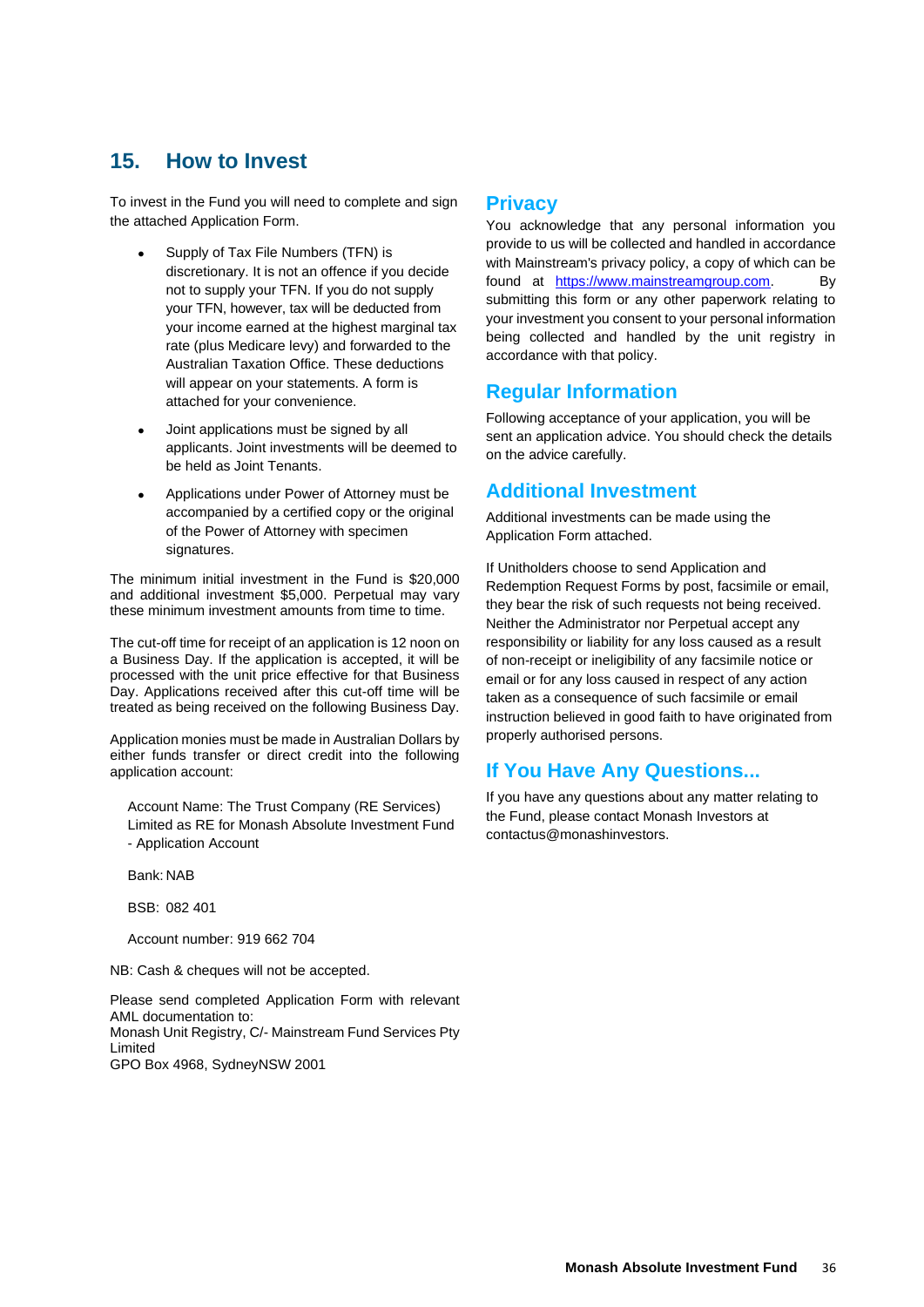# 15. How to Invest

To invest in the Fund you will need to complete and sign the attached Application Form.

- Supply of Tax File Numbers (TFN) is discretionary. It is not an offence if you decide not to supply your TFN. If you do not supply your TFN, however, tax will be deducted from your income earned at the highest marginal tax rate (plus Medicare levy) and forwarded to the Australian Taxation Office. These deductions will appear on your statements. A form is attached for your convenience.
- Joint applications must be signed by all applicants. Joint investments will be deemed to be held as Joint Tenants.
- Applications under Power of Attorney must be accompanied by a certified copy or the original of the Power of Attorney with specimen signatures.

The minimum initial investment in the Fund is $20,000 and additional investment $5,000. Perpetual may vary these minimum investment amounts from time to time.

The cut-off time for receipt of an application is 12 noon on a Business Day. If the application is accepted, it will be processed with the unit price effective for that Business Day. Applications received after this cut-off time will be treated as being received on the following Business Day.

Application monies must be made in Australian Dollars by either funds transfer or direct credit into the following application account:

Account Name: The Trust Company (RE Services) Limited as RE for Monash Absolute Investment Fund - Application Account

Bank: NAB

BSB: 082 401

Account number: 919 662 704

NB: Cash & cheques will not be accepted.

Please send completed Application Form with relevant AML documentation to:
Monash Unit Registry, C/- Mainstream Fund Services Pty Limited
GPO Box 4968, SydneyNSW 2001

## Privacy

You acknowledge that any personal information you provide to us will be collected and handled in accordance with Mainstream's privacy policy, a copy of which can be found at https://www.mainstreamgroup.com. By submitting this form or any other paperwork relating to your investment you consent to your personal information being collected and handled by the unit registry in accordance with that policy.

## Regular Information

Following acceptance of your application, you will be sent an application advice. You should check the details on the advice carefully.

## Additional Investment

Additional investments can be made using the Application Form attached.

If Unitholders choose to send Application and Redemption Request Forms by post, facsimile or email, they bear the risk of such requests not being received. Neither the Administrator nor Perpetual accept any responsibility or liability for any loss caused as a result of non-receipt or ineligibility of any facsimile notice or email or for any loss caused in respect of any action taken as a consequence of such facsimile or email instruction believed in good faith to have originated from properly authorised persons.

## If You Have Any Questions...

If you have any questions about any matter relating to the Fund, please contact Monash Investors at contactus@monashinvestors.com.